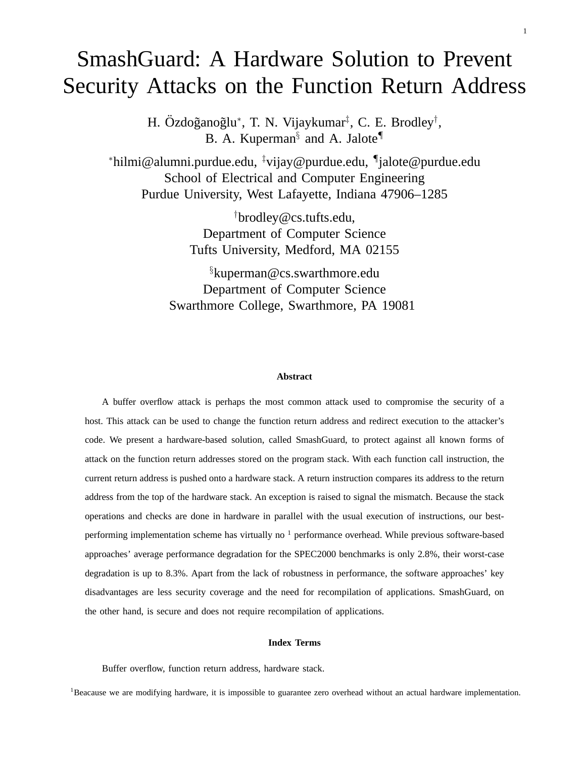# SmashGuard: A Hardware Solution to Prevent Security Attacks on the Function Return Address

H. Özdoğanoğlu[*], T. N. Vijaykumar[‡], C. E. Brodley[†], B. A. Kuperman[§] and A. Jalote[¶]

[*]hilmi@alumni.purdue.edu, [‡]vijay@purdue.edu, [¶]jalote@purdue.edu
School of Electrical and Computer Engineering
Purdue University, West Lafayette, Indiana 47906–1285

[†]brodley@cs.tufts.edu,
Department of Computer Science
Tufts University, Medford, MA 02155

[§]kuperman@cs.swarthmore.edu
Department of Computer Science
Swarthmore College, Swarthmore, PA 19081

#### Abstract

A buffer overflow attack is perhaps the most common attack used to compromise the security of a host. This attack can be used to change the function return address and redirect execution to the attacker's code. We present a hardware-based solution, called SmashGuard, to protect against all known forms of attack on the function return addresses stored on the program stack. With each function call instruction, the current return address is pushed onto a hardware stack. A return instruction compares its address to the return address from the top of the hardware stack. An exception is raised to signal the mismatch. Because the stack operations and checks are done in hardware in parallel with the usual execution of instructions, our best-performing implementation scheme has virtually no [1] performance overhead. While previous software-based approaches' average performance degradation for the SPEC2000 benchmarks is only 2.8%, their worst-case degradation is up to 8.3%. Apart from the lack of robustness in performance, the software approaches' key disadvantages are less security coverage and the need for recompilation of applications. SmashGuard, on the other hand, is secure and does not require recompilation of applications.

#### Index Terms

Buffer overflow, function return address, hardware stack.

[1]Beacause we are modifying hardware, it is impossible to guarantee zero overhead without an actual hardware implementation.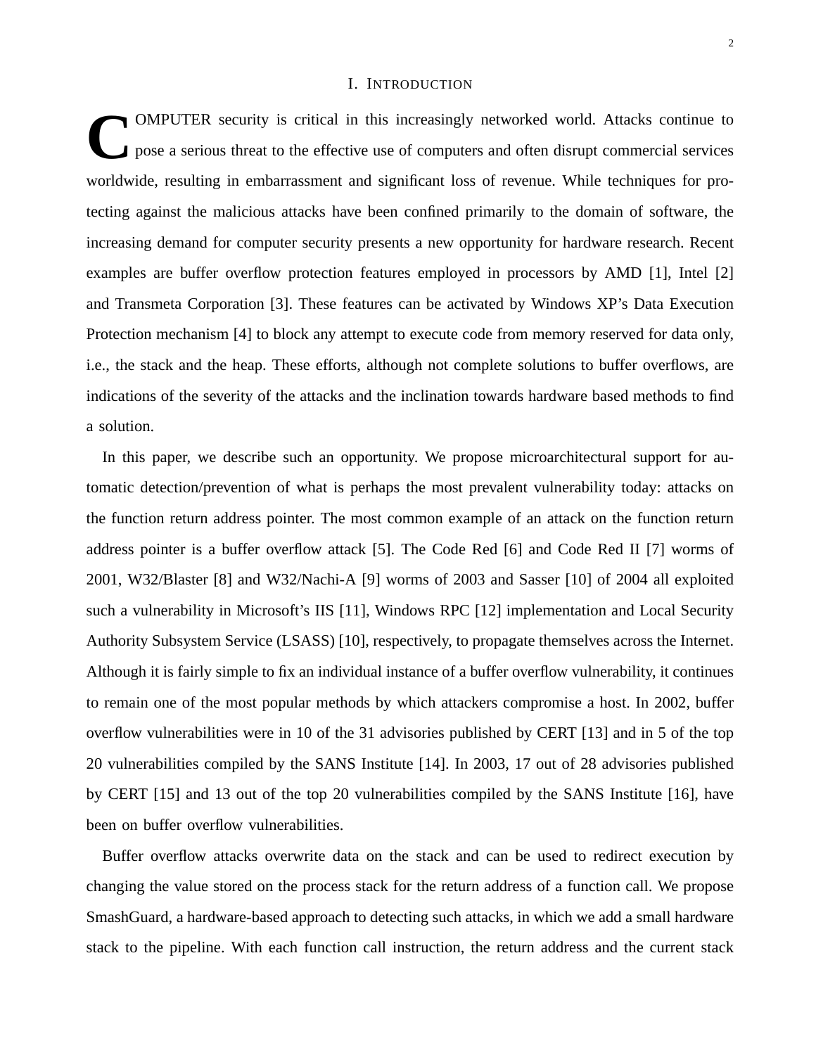# I. INTRODUCTION

COMPUTER security is critical in this increasingly networked world. Attacks continue to pose a serious threat to the effective use of computers and often disrupt commercial services worldwide, resulting in embarrassment and significant loss of revenue. While techniques for protecting against the malicious attacks have been confined primarily to the domain of software, the increasing demand for computer security presents a new opportunity for hardware research. Recent examples are buffer overflow protection features employed in processors by AMD [1], Intel [2] and Transmeta Corporation [3]. These features can be activated by Windows XP's Data Execution Protection mechanism [4] to block any attempt to execute code from memory reserved for data only, i.e., the stack and the heap. These efforts, although not complete solutions to buffer overflows, are indications of the severity of the attacks and the inclination towards hardware based methods to find a solution.

In this paper, we describe such an opportunity. We propose microarchitectural support for automatic detection/prevention of what is perhaps the most prevalent vulnerability today: attacks on the function return address pointer. The most common example of an attack on the function return address pointer is a buffer overflow attack [5]. The Code Red [6] and Code Red II [7] worms of 2001, W32/Blaster [8] and W32/Nachi-A [9] worms of 2003 and Sasser [10] of 2004 all exploited such a vulnerability in Microsoft's IIS [11], Windows RPC [12] implementation and Local Security Authority Subsystem Service (LSASS) [10], respectively, to propagate themselves across the Internet. Although it is fairly simple to fix an individual instance of a buffer overflow vulnerability, it continues to remain one of the most popular methods by which attackers compromise a host. In 2002, buffer overflow vulnerabilities were in 10 of the 31 advisories published by CERT [13] and in 5 of the top 20 vulnerabilities compiled by the SANS Institute [14]. In 2003, 17 out of 28 advisories published by CERT [15] and 13 out of the top 20 vulnerabilities compiled by the SANS Institute [16], have been on buffer overflow vulnerabilities.

Buffer overflow attacks overwrite data on the stack and can be used to redirect execution by changing the value stored on the process stack for the return address of a function call. We propose SmashGuard, a hardware-based approach to detecting such attacks, in which we add a small hardware stack to the pipeline. With each function call instruction, the return address and the current stack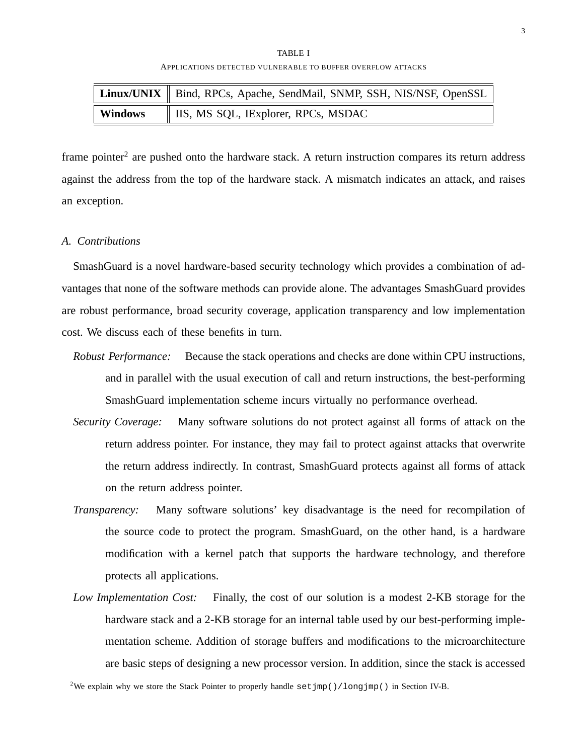TABLE I

APPLICATIONS DETECTED VULNERABLE TO BUFFER OVERFLOW ATTACKS

| **Linux/UNIX** | Bind, RPCs, Apache, SendMail, SNMP, SSH, NIS/NSF, OpenSSL |
|---|---|
| **Windows** | IIS, MS SQL, IExplorer, RPCs, MSDAC |

frame pointer[2] are pushed onto the hardware stack. A return instruction compares its return address against the address from the top of the hardware stack. A mismatch indicates an attack, and raises an exception.

### *A. Contributions*

SmashGuard is a novel hardware-based security technology which provides a combination of advantages that none of the software methods can provide alone. The advantages SmashGuard provides are robust performance, broad security coverage, application transparency and low implementation cost. We discuss each of these benefits in turn.

*Robust Performance:* Because the stack operations and checks are done within CPU instructions, and in parallel with the usual execution of call and return instructions, the best-performing SmashGuard implementation scheme incurs virtually no performance overhead.

*Security Coverage:* Many software solutions do not protect against all forms of attack on the return address pointer. For instance, they may fail to protect against attacks that overwrite the return address indirectly. In contrast, SmashGuard protects against all forms of attack on the return address pointer.

*Transparency:* Many software solutions' key disadvantage is the need for recompilation of the source code to protect the program. SmashGuard, on the other hand, is a hardware modification with a kernel patch that supports the hardware technology, and therefore protects all applications.

*Low Implementation Cost:* Finally, the cost of our solution is a modest 2-KB storage for the hardware stack and a 2-KB storage for an internal table used by our best-performing implementation scheme. Addition of storage buffers and modifications to the microarchitecture are basic steps of designing a new processor version. In addition, since the stack is accessed

[2] We explain why we store the Stack Pointer to properly handle `setjmp()/longjmp()` in Section IV-B.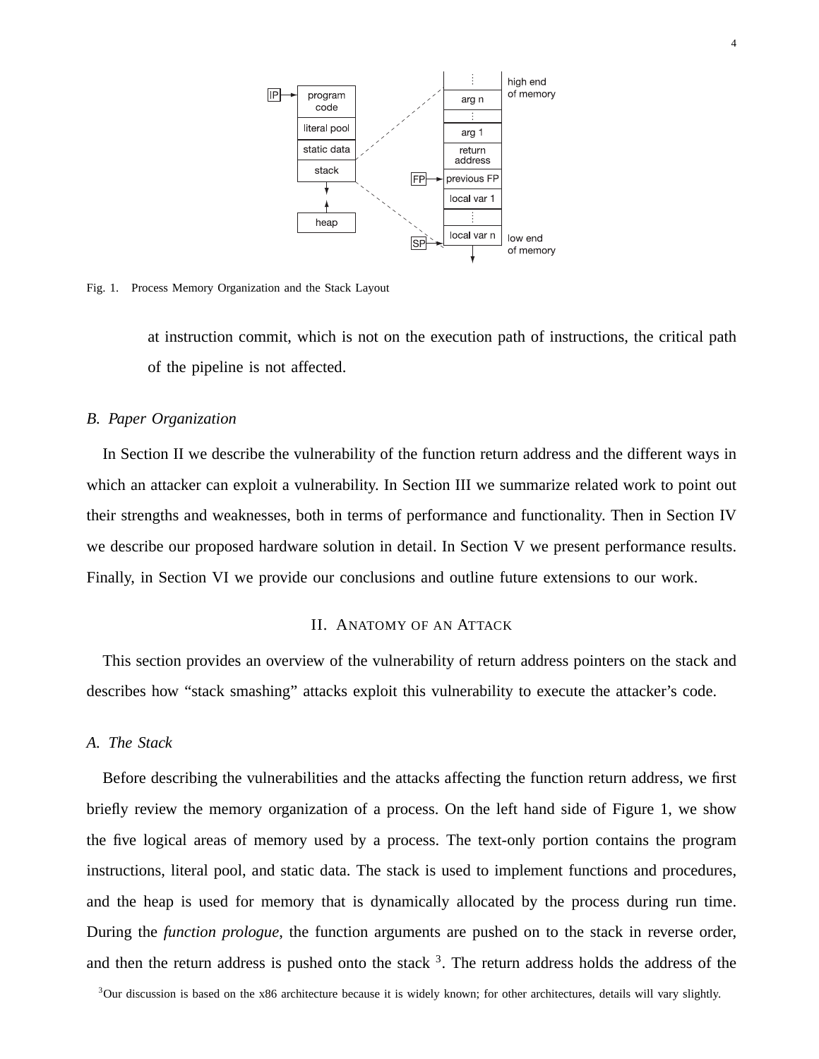Fig. 1. Process Memory Organization and the Stack Layout

at instruction commit, which is not on the execution path of instructions, the critical path of the pipeline is not affected.

### B. Paper Organization

In Section II we describe the vulnerability of the function return address and the different ways in which an attacker can exploit a vulnerability. In Section III we summarize related work to point out their strengths and weaknesses, both in terms of performance and functionality. Then in Section IV we describe our proposed hardware solution in detail. In Section V we present performance results. Finally, in Section VI we provide our conclusions and outline future extensions to our work.

## II. Anatomy of an Attack

This section provides an overview of the vulnerability of return address pointers on the stack and describes how "stack smashing" attacks exploit this vulnerability to execute the attacker's code.

### A. The Stack

Before describing the vulnerabilities and the attacks affecting the function return address, we first briefly review the memory organization of a process. On the left hand side of Figure 1, we show the five logical areas of memory used by a process. The text-only portion contains the program instructions, literal pool, and static data. The stack is used to implement functions and procedures, and the heap is used for memory that is dynamically allocated by the process during run time. During the *function prologue*, the function arguments are pushed on to the stack in reverse order, and then the return address is pushed onto the stack [3]. The return address holds the address of the

[3] Our discussion is based on the x86 architecture because it is widely known; for other architectures, details will vary slightly.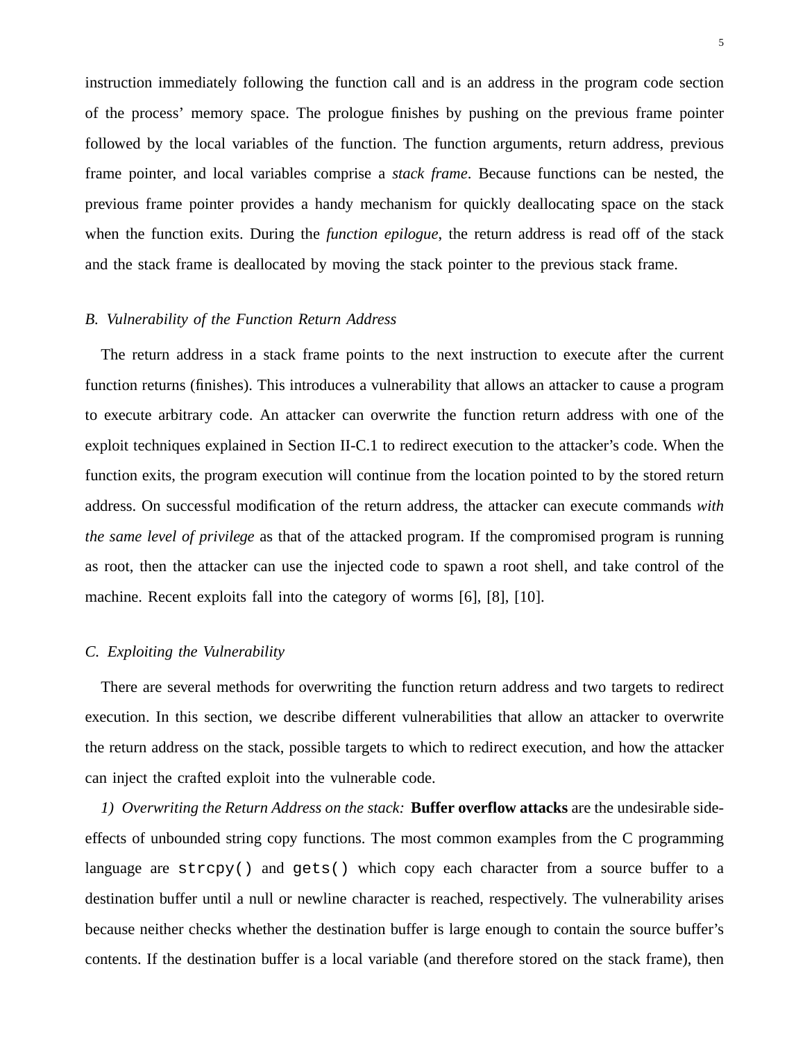instruction immediately following the function call and is an address in the program code section of the process' memory space. The prologue finishes by pushing on the previous frame pointer followed by the local variables of the function. The function arguments, return address, previous frame pointer, and local variables comprise a *stack frame*. Because functions can be nested, the previous frame pointer provides a handy mechanism for quickly deallocating space on the stack when the function exits. During the *function epilogue*, the return address is read off of the stack and the stack frame is deallocated by moving the stack pointer to the previous stack frame.

### *B. Vulnerability of the Function Return Address*

The return address in a stack frame points to the next instruction to execute after the current function returns (finishes). This introduces a vulnerability that allows an attacker to cause a program to execute arbitrary code. An attacker can overwrite the function return address with one of the exploit techniques explained in Section II-C.1 to redirect execution to the attacker's code. When the function exits, the program execution will continue from the location pointed to by the stored return address. On successful modification of the return address, the attacker can execute commands *with the same level of privilege* as that of the attacked program. If the compromised program is running as root, then the attacker can use the injected code to spawn a root shell, and take control of the machine. Recent exploits fall into the category of worms [6], [8], [10].

### *C. Exploiting the Vulnerability*

There are several methods for overwriting the function return address and two targets to redirect execution. In this section, we describe different vulnerabilities that allow an attacker to overwrite the return address on the stack, possible targets to which to redirect execution, and how the attacker can inject the crafted exploit into the vulnerable code.

*1) Overwriting the Return Address on the stack:* **Buffer overflow attacks** are the undesirable side-effects of unbounded string copy functions. The most common examples from the C programming language are `strcpy()` and `gets()` which copy each character from a source buffer to a destination buffer until a null or newline character is reached, respectively. The vulnerability arises because neither checks whether the destination buffer is large enough to contain the source buffer's contents. If the destination buffer is a local variable (and therefore stored on the stack frame), then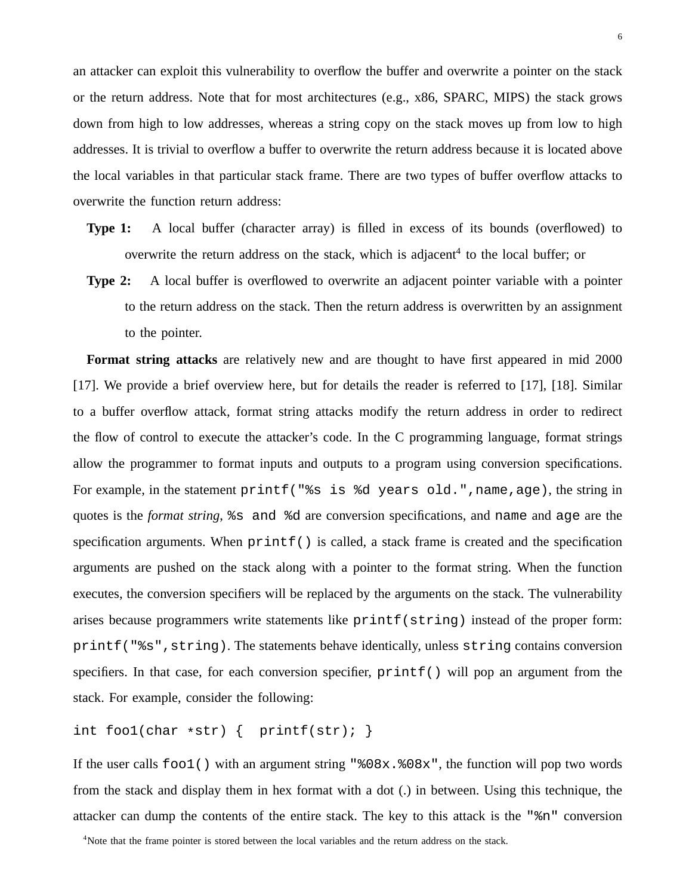an attacker can exploit this vulnerability to overflow the buffer and overwrite a pointer on the stack or the return address. Note that for most architectures (e.g., x86, SPARC, MIPS) the stack grows down from high to low addresses, whereas a string copy on the stack moves up from low to high addresses. It is trivial to overflow a buffer to overwrite the return address because it is located above the local variables in that particular stack frame. There are two types of buffer overflow attacks to overwrite the function return address:

- **Type 1:** A local buffer (character array) is filled in excess of its bounds (overflowed) to overwrite the return address on the stack, which is adjacent[4] to the local buffer; or
- **Type 2:** A local buffer is overflowed to overwrite an adjacent pointer variable with a pointer to the return address on the stack. Then the return address is overwritten by an assignment to the pointer.

**Format string attacks** are relatively new and are thought to have first appeared in mid 2000 [17]. We provide a brief overview here, but for details the reader is referred to [17], [18]. Similar to a buffer overflow attack, format string attacks modify the return address in order to redirect the flow of control to execute the attacker's code. In the C programming language, format strings allow the programmer to format inputs and outputs to a program using conversion specifications. For example, in the statement `printf("%s is %d years old.",name,age)`, the string in quotes is the *format string*, `%s and %d` are conversion specifications, and `name` and `age` are the specification arguments. When `printf()` is called, a stack frame is created and the specification arguments are pushed on the stack along with a pointer to the format string. When the function executes, the conversion specifiers will be replaced by the arguments on the stack. The vulnerability arises because programmers write statements like `printf(string)` instead of the proper form: `printf("%s",string)`. The statements behave identically, unless `string` contains conversion specifiers. In that case, for each conversion specifier, `printf()` will pop an argument from the stack. For example, consider the following:

```
int foo1(char *str) {  printf(str); }
```

If the user calls `foo1()` with an argument string `"%08x.%08x"`, the function will pop two words from the stack and display them in hex format with a dot (.) in between. Using this technique, the attacker can dump the contents of the entire stack. The key to this attack is the `"%n"` conversion

[4] Note that the frame pointer is stored between the local variables and the return address on the stack.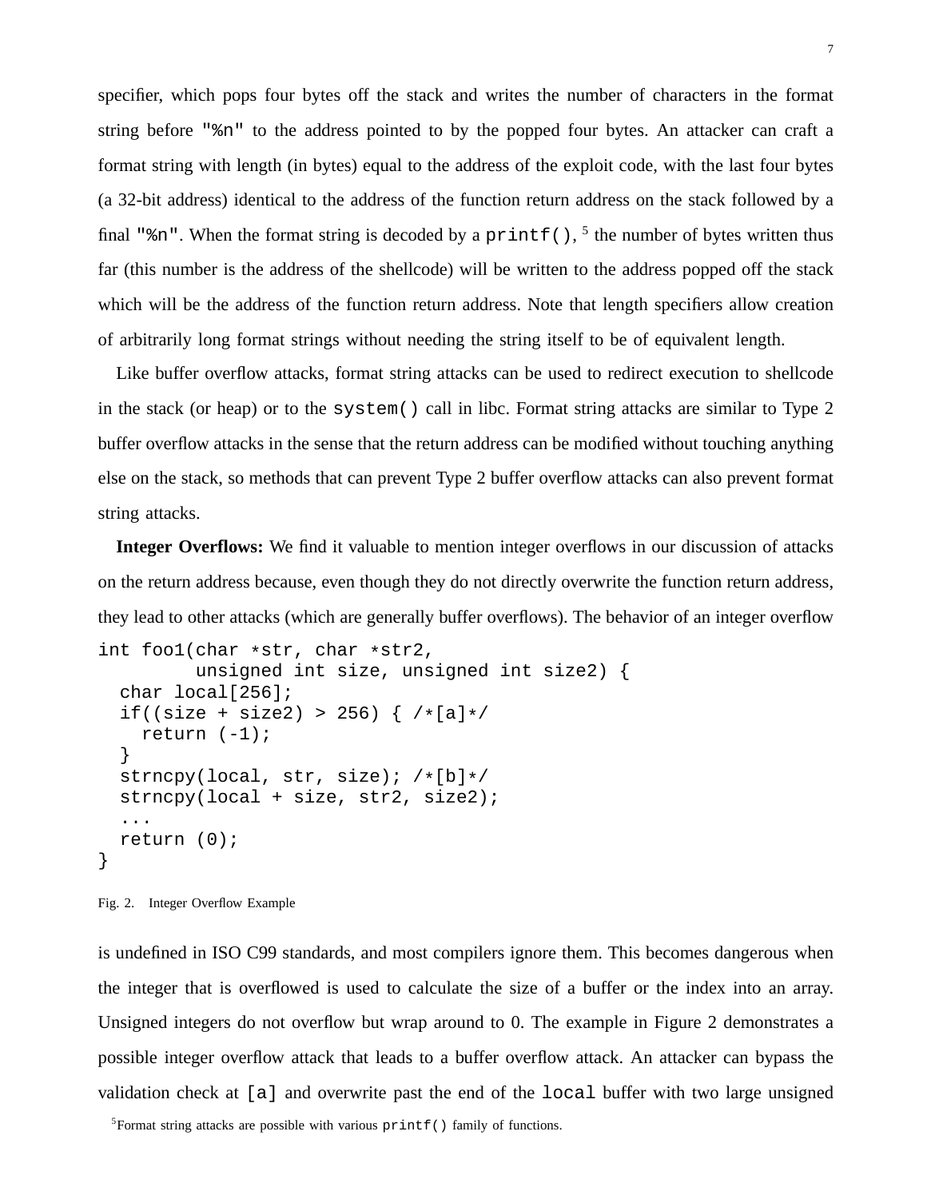specifier, which pops four bytes off the stack and writes the number of characters in the format string before "%n" to the address pointed to by the popped four bytes. An attacker can craft a format string with length (in bytes) equal to the address of the exploit code, with the last four bytes (a 32-bit address) identical to the address of the function return address on the stack followed by a final "%n". When the format string is decoded by a `printf()`, [5] the number of bytes written thus far (this number is the address of the shellcode) will be written to the address popped off the stack which will be the address of the function return address. Note that length specifiers allow creation of arbitrarily long format strings without needing the string itself to be of equivalent length.

Like buffer overflow attacks, format string attacks can be used to redirect execution to shellcode in the stack (or heap) or to the `system()` call in libc. Format string attacks are similar to Type 2 buffer overflow attacks in the sense that the return address can be modified without touching anything else on the stack, so methods that can prevent Type 2 buffer overflow attacks can also prevent format string attacks.

**Integer Overflows:** We find it valuable to mention integer overflows in our discussion of attacks on the return address because, even though they do not directly overwrite the function return address, they lead to other attacks (which are generally buffer overflows). The behavior of an integer overflow

```
int foo1(char *str, char *str2,
         unsigned int size, unsigned int size2) {
  char local[256];
  if((size + size2) > 256) { /*[a]*/
    return (-1);
  }
  strncpy(local, str, size); /*[b]*/
  strncpy(local + size, str2, size2);
  ...
  return (0);
}
```

Fig. 2. Integer Overflow Example

is undefined in ISO C99 standards, and most compilers ignore them. This becomes dangerous when the integer that is overflowed is used to calculate the size of a buffer or the index into an array. Unsigned integers do not overflow but wrap around to 0. The example in Figure 2 demonstrates a possible integer overflow attack that leads to a buffer overflow attack. An attacker can bypass the validation check at [a] and overwrite past the end of the `local` buffer with two large unsigned

[5] Format string attacks are possible with various `printf()` family of functions.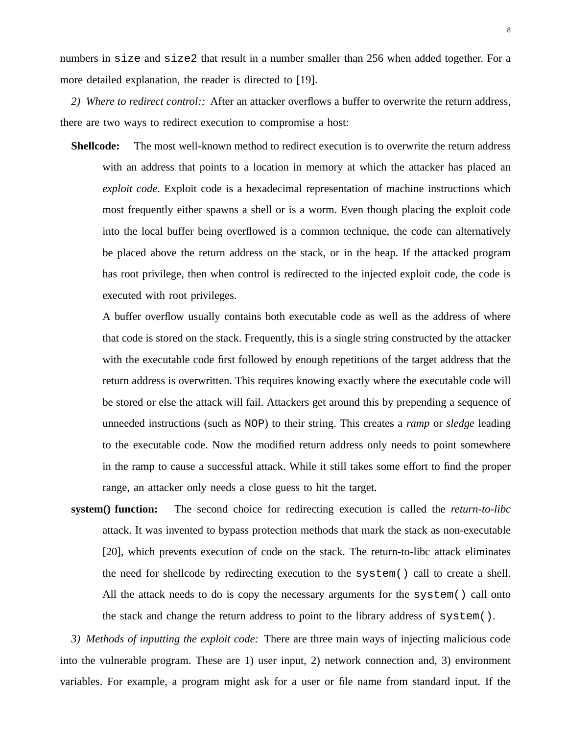numbers in `size` and `size2` that result in a number smaller than 256 when added together. For a more detailed explanation, the reader is directed to [19].

*2) Where to redirect control::* After an attacker overflows a buffer to overwrite the return address, there are two ways to redirect execution to compromise a host:

**Shellcode:** The most well-known method to redirect execution is to overwrite the return address with an address that points to a location in memory at which the attacker has placed an *exploit code*. Exploit code is a hexadecimal representation of machine instructions which most frequently either spawns a shell or is a worm. Even though placing the exploit code into the local buffer being overflowed is a common technique, the code can alternatively be placed above the return address on the stack, or in the heap. If the attacked program has root privilege, then when control is redirected to the injected exploit code, the code is executed with root privileges.

A buffer overflow usually contains both executable code as well as the address of where that code is stored on the stack. Frequently, this is a single string constructed by the attacker with the executable code first followed by enough repetitions of the target address that the return address is overwritten. This requires knowing exactly where the executable code will be stored or else the attack will fail. Attackers get around this by prepending a sequence of unneeded instructions (such as `NOP`) to their string. This creates a *ramp* or *sledge* leading to the executable code. Now the modified return address only needs to point somewhere in the ramp to cause a successful attack. While it still takes some effort to find the proper range, an attacker only needs a close guess to hit the target.

**system() function:** The second choice for redirecting execution is called the *return-to-libc* attack. It was invented to bypass protection methods that mark the stack as non-executable [20], which prevents execution of code on the stack. The return-to-libc attack eliminates the need for shellcode by redirecting execution to the `system()` call to create a shell. All the attack needs to do is copy the necessary arguments for the `system()` call onto the stack and change the return address to point to the library address of `system()`.

*3) Methods of inputting the exploit code:* There are three main ways of injecting malicious code into the vulnerable program. These are 1) user input, 2) network connection and, 3) environment variables. For example, a program might ask for a user or file name from standard input. If the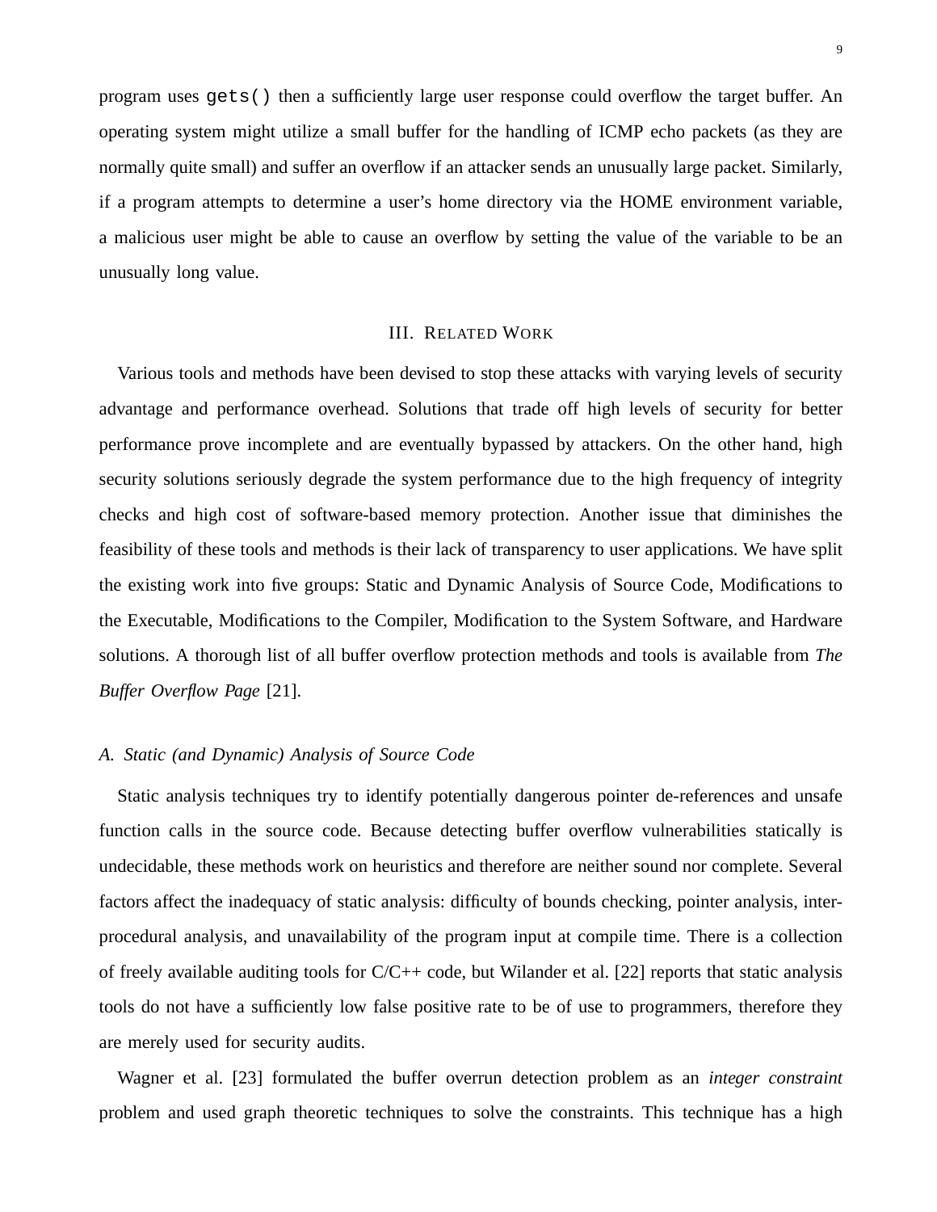program uses `gets()` then a sufficiently large user response could overflow the target buffer. An operating system might utilize a small buffer for the handling of ICMP echo packets (as they are normally quite small) and suffer an overflow if an attacker sends an unusually large packet. Similarly, if a program attempts to determine a user's home directory via the HOME environment variable, a malicious user might be able to cause an overflow by setting the value of the variable to be an unusually long value.

## III. Related Work

Various tools and methods have been devised to stop these attacks with varying levels of security advantage and performance overhead. Solutions that trade off high levels of security for better performance prove incomplete and are eventually bypassed by attackers. On the other hand, high security solutions seriously degrade the system performance due to the high frequency of integrity checks and high cost of software-based memory protection. Another issue that diminishes the feasibility of these tools and methods is their lack of transparency to user applications. We have split the existing work into five groups: Static and Dynamic Analysis of Source Code, Modifications to the Executable, Modifications to the Compiler, Modification to the System Software, and Hardware solutions. A thorough list of all buffer overflow protection methods and tools is available from *The Buffer Overflow Page* [21].

### *A. Static (and Dynamic) Analysis of Source Code*

Static analysis techniques try to identify potentially dangerous pointer de-references and unsafe function calls in the source code. Because detecting buffer overflow vulnerabilities statically is undecidable, these methods work on heuristics and therefore are neither sound nor complete. Several factors affect the inadequacy of static analysis: difficulty of bounds checking, pointer analysis, inter-procedural analysis, and unavailability of the program input at compile time. There is a collection of freely available auditing tools for C/C++ code, but Wilander et al. [22] reports that static analysis tools do not have a sufficiently low false positive rate to be of use to programmers, therefore they are merely used for security audits.

Wagner et al. [23] formulated the buffer overrun detection problem as an *integer constraint* problem and used graph theoretic techniques to solve the constraints. This technique has a high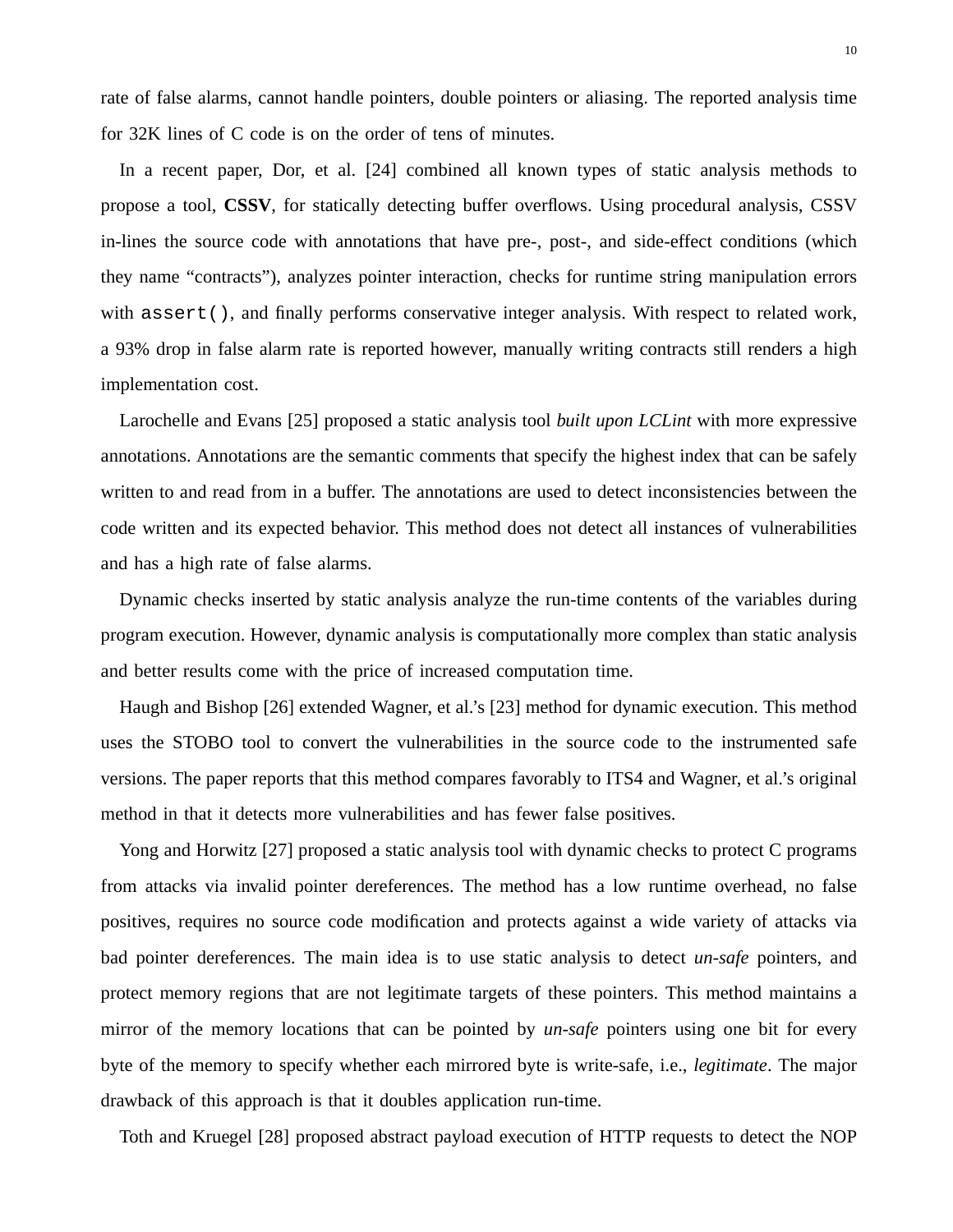rate of false alarms, cannot handle pointers, double pointers or aliasing. The reported analysis time for 32K lines of C code is on the order of tens of minutes.

In a recent paper, Dor, et al. [24] combined all known types of static analysis methods to propose a tool, **CSSV**, for statically detecting buffer overflows. Using procedural analysis, CSSV in-lines the source code with annotations that have pre-, post-, and side-effect conditions (which they name "contracts"), analyzes pointer interaction, checks for runtime string manipulation errors with `assert()`, and finally performs conservative integer analysis. With respect to related work, a 93% drop in false alarm rate is reported however, manually writing contracts still renders a high implementation cost.

Larochelle and Evans [25] proposed a static analysis tool *built upon LCLint* with more expressive annotations. Annotations are the semantic comments that specify the highest index that can be safely written to and read from in a buffer. The annotations are used to detect inconsistencies between the code written and its expected behavior. This method does not detect all instances of vulnerabilities and has a high rate of false alarms.

Dynamic checks inserted by static analysis analyze the run-time contents of the variables during program execution. However, dynamic analysis is computationally more complex than static analysis and better results come with the price of increased computation time.

Haugh and Bishop [26] extended Wagner, et al.'s [23] method for dynamic execution. This method uses the STOBO tool to convert the vulnerabilities in the source code to the instrumented safe versions. The paper reports that this method compares favorably to ITS4 and Wagner, et al.'s original method in that it detects more vulnerabilities and has fewer false positives.

Yong and Horwitz [27] proposed a static analysis tool with dynamic checks to protect C programs from attacks via invalid pointer dereferences. The method has a low runtime overhead, no false positives, requires no source code modification and protects against a wide variety of attacks via bad pointer dereferences. The main idea is to use static analysis to detect *un-safe* pointers, and protect memory regions that are not legitimate targets of these pointers. This method maintains a mirror of the memory locations that can be pointed by *un-safe* pointers using one bit for every byte of the memory to specify whether each mirrored byte is write-safe, i.e., *legitimate*. The major drawback of this approach is that it doubles application run-time.

Toth and Kruegel [28] proposed abstract payload execution of HTTP requests to detect the NOP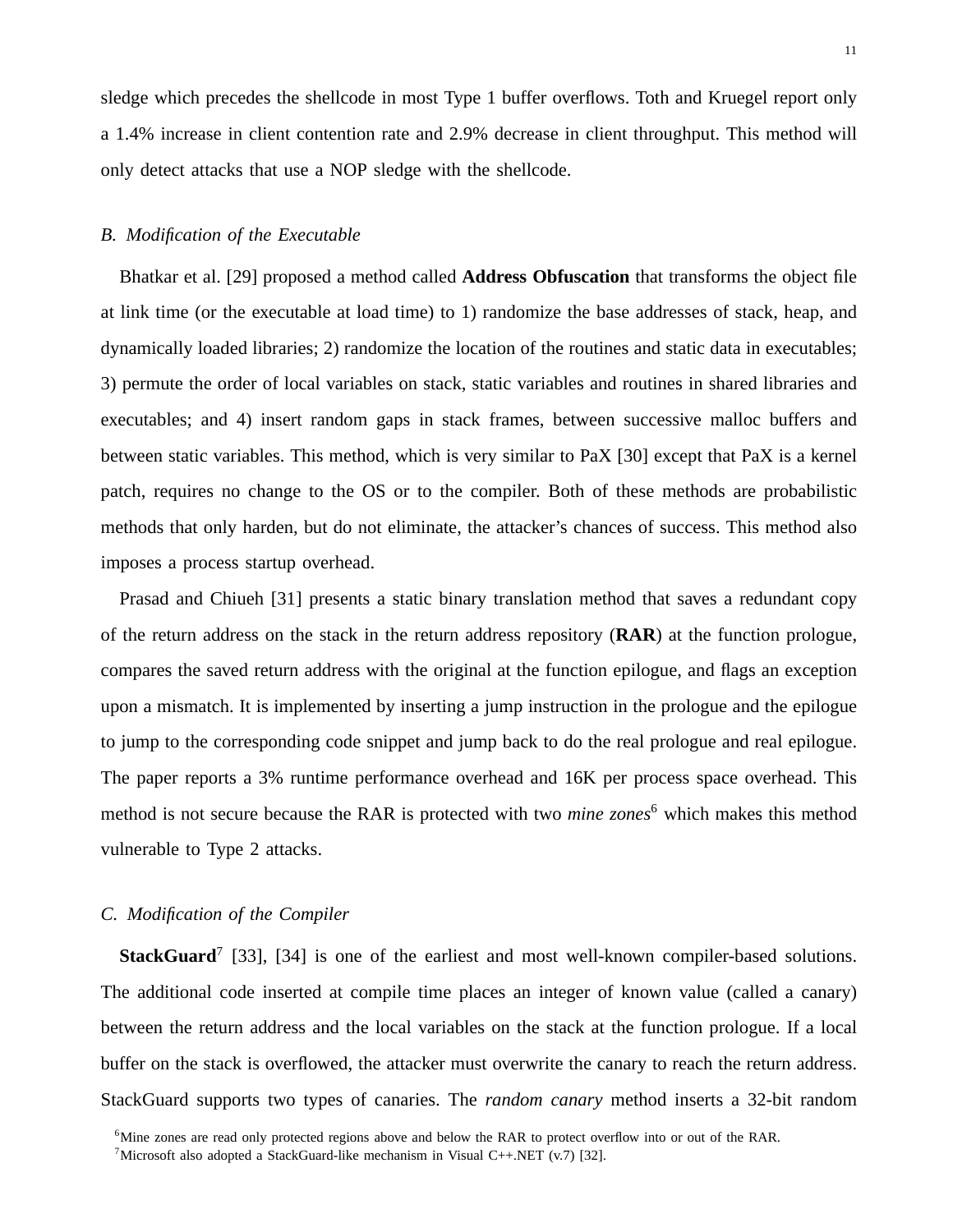sledge which precedes the shellcode in most Type 1 buffer overflows. Toth and Kruegel report only a 1.4% increase in client contention rate and 2.9% decrease in client throughput. This method will only detect attacks that use a NOP sledge with the shellcode.

### *B. Modification of the Executable*

Bhatkar et al. [29] proposed a method called **Address Obfuscation** that transforms the object file at link time (or the executable at load time) to 1) randomize the base addresses of stack, heap, and dynamically loaded libraries; 2) randomize the location of the routines and static data in executables; 3) permute the order of local variables on stack, static variables and routines in shared libraries and executables; and 4) insert random gaps in stack frames, between successive malloc buffers and between static variables. This method, which is very similar to PaX [30] except that PaX is a kernel patch, requires no change to the OS or to the compiler. Both of these methods are probabilistic methods that only harden, but do not eliminate, the attacker's chances of success. This method also imposes a process startup overhead.

Prasad and Chiueh [31] presents a static binary translation method that saves a redundant copy of the return address on the stack in the return address repository (**RAR**) at the function prologue, compares the saved return address with the original at the function epilogue, and flags an exception upon a mismatch. It is implemented by inserting a jump instruction in the prologue and the epilogue to jump to the corresponding code snippet and jump back to do the real prologue and real epilogue. The paper reports a 3% runtime performance overhead and 16K per process space overhead. This method is not secure because the RAR is protected with two *mine zones*[6] which makes this method vulnerable to Type 2 attacks.

### *C. Modification of the Compiler*

**StackGuard**[7] [33], [34] is one of the earliest and most well-known compiler-based solutions. The additional code inserted at compile time places an integer of known value (called a canary) between the return address and the local variables on the stack at the function prologue. If a local buffer on the stack is overflowed, the attacker must overwrite the canary to reach the return address. StackGuard supports two types of canaries. The *random canary* method inserts a 32-bit random

[6]Mine zones are read only protected regions above and below the RAR to protect overflow into or out of the RAR.

[7]Microsoft also adopted a StackGuard-like mechanism in Visual C++.NET (v.7) [32].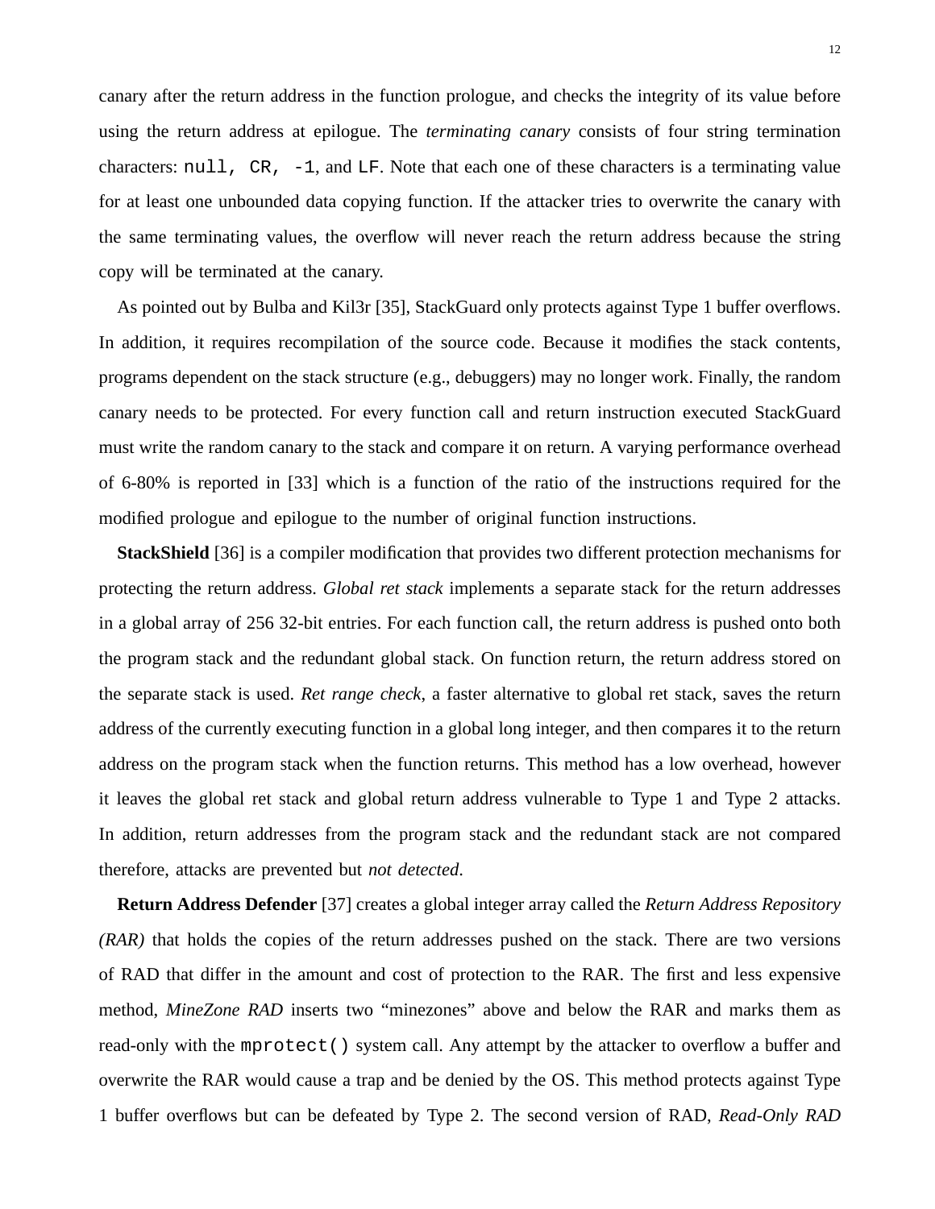canary after the return address in the function prologue, and checks the integrity of its value before using the return address at epilogue. The *terminating canary* consists of four string termination characters: `null, CR, -1`, and `LF`. Note that each one of these characters is a terminating value for at least one unbounded data copying function. If the attacker tries to overwrite the canary with the same terminating values, the overflow will never reach the return address because the string copy will be terminated at the canary.

As pointed out by Bulba and Kil3r [35], StackGuard only protects against Type 1 buffer overflows. In addition, it requires recompilation of the source code. Because it modifies the stack contents, programs dependent on the stack structure (e.g., debuggers) may no longer work. Finally, the random canary needs to be protected. For every function call and return instruction executed StackGuard must write the random canary to the stack and compare it on return. A varying performance overhead of 6-80% is reported in [33] which is a function of the ratio of the instructions required for the modified prologue and epilogue to the number of original function instructions.

**StackShield** [36] is a compiler modification that provides two different protection mechanisms for protecting the return address. *Global ret stack* implements a separate stack for the return addresses in a global array of 256 32-bit entries. For each function call, the return address is pushed onto both the program stack and the redundant global stack. On function return, the return address stored on the separate stack is used. *Ret range check*, a faster alternative to global ret stack, saves the return address of the currently executing function in a global long integer, and then compares it to the return address on the program stack when the function returns. This method has a low overhead, however it leaves the global ret stack and global return address vulnerable to Type 1 and Type 2 attacks. In addition, return addresses from the program stack and the redundant stack are not compared therefore, attacks are prevented but *not detected*.

**Return Address Defender** [37] creates a global integer array called the *Return Address Repository (RAR)* that holds the copies of the return addresses pushed on the stack. There are two versions of RAD that differ in the amount and cost of protection to the RAR. The first and less expensive method, *MineZone RAD* inserts two "minezones" above and below the RAR and marks them as read-only with the `mprotect()` system call. Any attempt by the attacker to overflow a buffer and overwrite the RAR would cause a trap and be denied by the OS. This method protects against Type 1 buffer overflows but can be defeated by Type 2. The second version of RAD, *Read-Only RAD*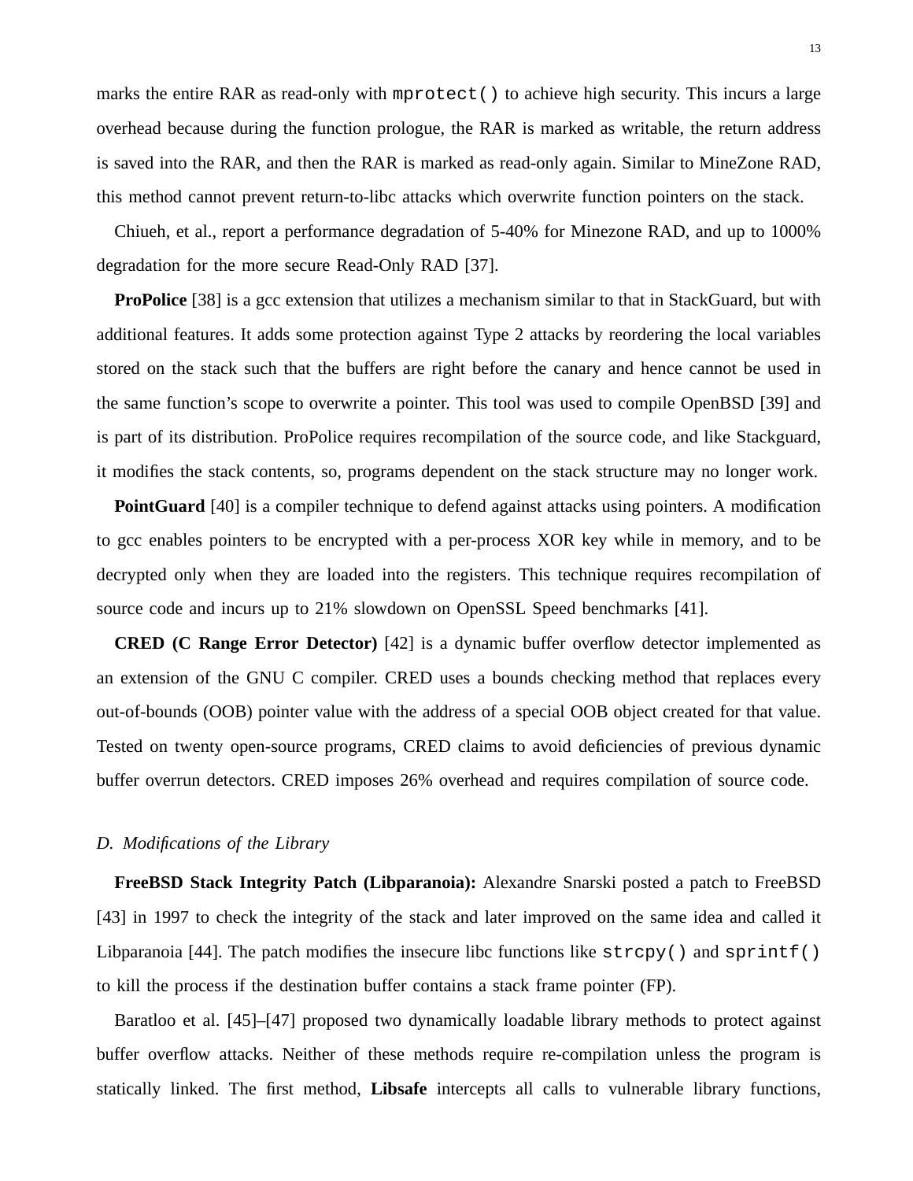marks the entire RAR as read-only with `mprotect()` to achieve high security. This incurs a large overhead because during the function prologue, the RAR is marked as writable, the return address is saved into the RAR, and then the RAR is marked as read-only again. Similar to MineZone RAD, this method cannot prevent return-to-libc attacks which overwrite function pointers on the stack.

Chiueh, et al., report a performance degradation of 5-40% for Minezone RAD, and up to 1000% degradation for the more secure Read-Only RAD [37].

**ProPolice** [38] is a gcc extension that utilizes a mechanism similar to that in StackGuard, but with additional features. It adds some protection against Type 2 attacks by reordering the local variables stored on the stack such that the buffers are right before the canary and hence cannot be used in the same function's scope to overwrite a pointer. This tool was used to compile OpenBSD [39] and is part of its distribution. ProPolice requires recompilation of the source code, and like Stackguard, it modifies the stack contents, so, programs dependent on the stack structure may no longer work.

**PointGuard** [40] is a compiler technique to defend against attacks using pointers. A modification to gcc enables pointers to be encrypted with a per-process XOR key while in memory, and to be decrypted only when they are loaded into the registers. This technique requires recompilation of source code and incurs up to 21% slowdown on OpenSSL Speed benchmarks [41].

**CRED (C Range Error Detector)** [42] is a dynamic buffer overflow detector implemented as an extension of the GNU C compiler. CRED uses a bounds checking method that replaces every out-of-bounds (OOB) pointer value with the address of a special OOB object created for that value. Tested on twenty open-source programs, CRED claims to avoid deficiencies of previous dynamic buffer overrun detectors. CRED imposes 26% overhead and requires compilation of source code.

### *D. Modifications of the Library*

**FreeBSD Stack Integrity Patch (Libparanoia):** Alexandre Snarski posted a patch to FreeBSD [43] in 1997 to check the integrity of the stack and later improved on the same idea and called it Libparanoia [44]. The patch modifies the insecure libc functions like `strcpy()` and `sprintf()` to kill the process if the destination buffer contains a stack frame pointer (FP).

Baratloo et al. [45]–[47] proposed two dynamically loadable library methods to protect against buffer overflow attacks. Neither of these methods require re-compilation unless the program is statically linked. The first method, **Libsafe** intercepts all calls to vulnerable library functions,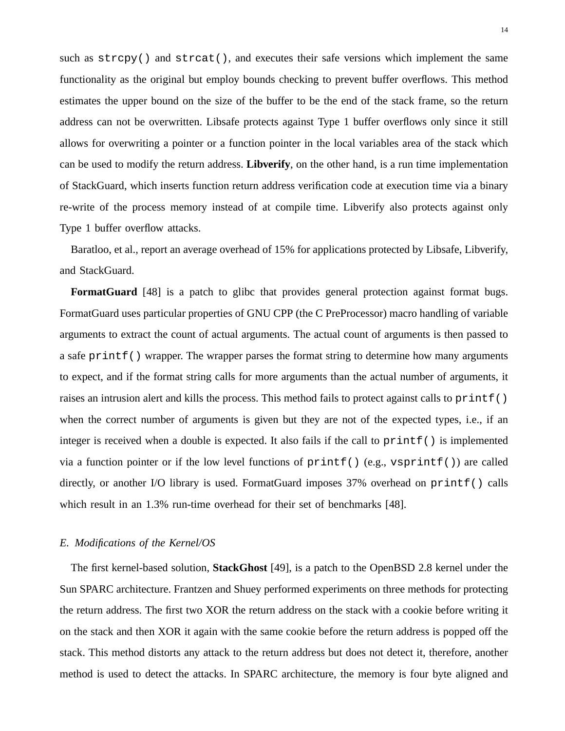such as `strcpy()` and `strcat()`, and executes their safe versions which implement the same functionality as the original but employ bounds checking to prevent buffer overflows. This method estimates the upper bound on the size of the buffer to be the end of the stack frame, so the return address can not be overwritten. Libsafe protects against Type 1 buffer overflows only since it still allows for overwriting a pointer or a function pointer in the local variables area of the stack which can be used to modify the return address. **Libverify**, on the other hand, is a run time implementation of StackGuard, which inserts function return address verification code at execution time via a binary re-write of the process memory instead of at compile time. Libverify also protects against only Type 1 buffer overflow attacks.

Baratloo, et al., report an average overhead of 15% for applications protected by Libsafe, Libverify, and StackGuard.

**FormatGuard** [48] is a patch to glibc that provides general protection against format bugs. FormatGuard uses particular properties of GNU CPP (the C PreProcessor) macro handling of variable arguments to extract the count of actual arguments. The actual count of arguments is then passed to a safe `printf()` wrapper. The wrapper parses the format string to determine how many arguments to expect, and if the format string calls for more arguments than the actual number of arguments, it raises an intrusion alert and kills the process. This method fails to protect against calls to `printf()` when the correct number of arguments is given but they are not of the expected types, i.e., if an integer is received when a double is expected. It also fails if the call to `printf()` is implemented via a function pointer or if the low level functions of `printf()` (e.g., `vsprintf()`) are called directly, or another I/O library is used. FormatGuard imposes 37% overhead on `printf()` calls which result in an 1.3% run-time overhead for their set of benchmarks [48].

### *E. Modifications of the Kernel/OS*

The first kernel-based solution, **StackGhost** [49], is a patch to the OpenBSD 2.8 kernel under the Sun SPARC architecture. Frantzen and Shuey performed experiments on three methods for protecting the return address. The first two XOR the return address on the stack with a cookie before writing it on the stack and then XOR it again with the same cookie before the return address is popped off the stack. This method distorts any attack to the return address but does not detect it, therefore, another method is used to detect the attacks. In SPARC architecture, the memory is four byte aligned and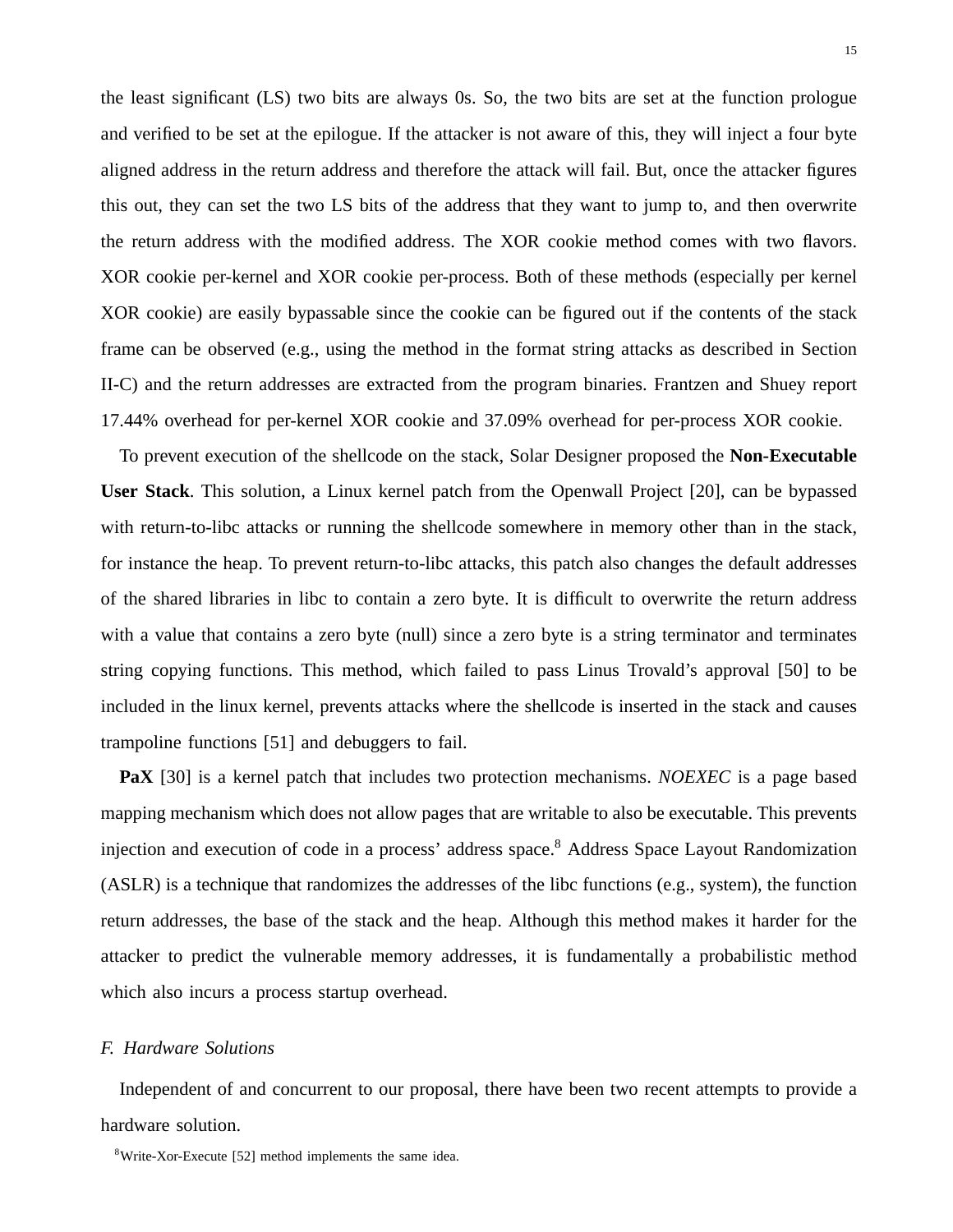the least significant (LS) two bits are always 0s. So, the two bits are set at the function prologue and verified to be set at the epilogue. If the attacker is not aware of this, they will inject a four byte aligned address in the return address and therefore the attack will fail. But, once the attacker figures this out, they can set the two LS bits of the address that they want to jump to, and then overwrite the return address with the modified address. The XOR cookie method comes with two flavors. XOR cookie per-kernel and XOR cookie per-process. Both of these methods (especially per kernel XOR cookie) are easily bypassable since the cookie can be figured out if the contents of the stack frame can be observed (e.g., using the method in the format string attacks as described in Section II-C) and the return addresses are extracted from the program binaries. Frantzen and Shuey report 17.44% overhead for per-kernel XOR cookie and 37.09% overhead for per-process XOR cookie.

To prevent execution of the shellcode on the stack, Solar Designer proposed the **Non-Executable User Stack**. This solution, a Linux kernel patch from the Openwall Project [20], can be bypassed with return-to-libc attacks or running the shellcode somewhere in memory other than in the stack, for instance the heap. To prevent return-to-libc attacks, this patch also changes the default addresses of the shared libraries in libc to contain a zero byte. It is difficult to overwrite the return address with a value that contains a zero byte (null) since a zero byte is a string terminator and terminates string copying functions. This method, which failed to pass Linus Trovald's approval [50] to be included in the linux kernel, prevents attacks where the shellcode is inserted in the stack and causes trampoline functions [51] and debuggers to fail.

**PaX** [30] is a kernel patch that includes two protection mechanisms. *NOEXEC* is a page based mapping mechanism which does not allow pages that are writable to also be executable. This prevents injection and execution of code in a process' address space.[8] Address Space Layout Randomization (ASLR) is a technique that randomizes the addresses of the libc functions (e.g., system), the function return addresses, the base of the stack and the heap. Although this method makes it harder for the attacker to predict the vulnerable memory addresses, it is fundamentally a probabilistic method which also incurs a process startup overhead.

### *F. Hardware Solutions*

Independent of and concurrent to our proposal, there have been two recent attempts to provide a hardware solution.

[8] Write-Xor-Execute [52] method implements the same idea.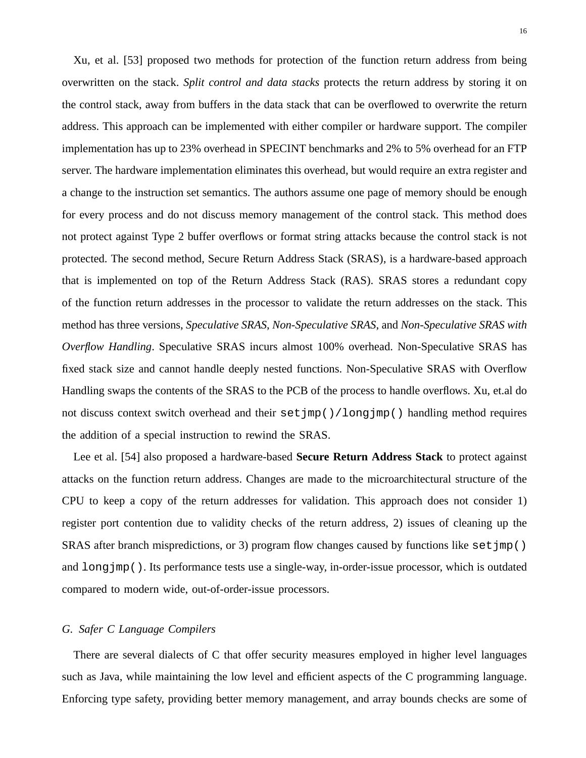Xu, et al. [53] proposed two methods for protection of the function return address from being overwritten on the stack. *Split control and data stacks* protects the return address by storing it on the control stack, away from buffers in the data stack that can be overflowed to overwrite the return address. This approach can be implemented with either compiler or hardware support. The compiler implementation has up to 23% overhead in SPECINT benchmarks and 2% to 5% overhead for an FTP server. The hardware implementation eliminates this overhead, but would require an extra register and a change to the instruction set semantics. The authors assume one page of memory should be enough for every process and do not discuss memory management of the control stack. This method does not protect against Type 2 buffer overflows or format string attacks because the control stack is not protected. The second method, Secure Return Address Stack (SRAS), is a hardware-based approach that is implemented on top of the Return Address Stack (RAS). SRAS stores a redundant copy of the function return addresses in the processor to validate the return addresses on the stack. This method has three versions, *Speculative SRAS*, *Non-Speculative SRAS*, and *Non-Speculative SRAS with Overflow Handling*. Speculative SRAS incurs almost 100% overhead. Non-Speculative SRAS has fixed stack size and cannot handle deeply nested functions. Non-Speculative SRAS with Overflow Handling swaps the contents of the SRAS to the PCB of the process to handle overflows. Xu, et.al do not discuss context switch overhead and their `setjmp()/longjmp()` handling method requires the addition of a special instruction to rewind the SRAS.

Lee et al. [54] also proposed a hardware-based **Secure Return Address Stack** to protect against attacks on the function return address. Changes are made to the microarchitectural structure of the CPU to keep a copy of the return addresses for validation. This approach does not consider 1) register port contention due to validity checks of the return address, 2) issues of cleaning up the SRAS after branch mispredictions, or 3) program flow changes caused by functions like `setjmp()` and `longjmp()`. Its performance tests use a single-way, in-order-issue processor, which is outdated compared to modern wide, out-of-order-issue processors.

### *G. Safer C Language Compilers*

There are several dialects of C that offer security measures employed in higher level languages such as Java, while maintaining the low level and efficient aspects of the C programming language. Enforcing type safety, providing better memory management, and array bounds checks are some of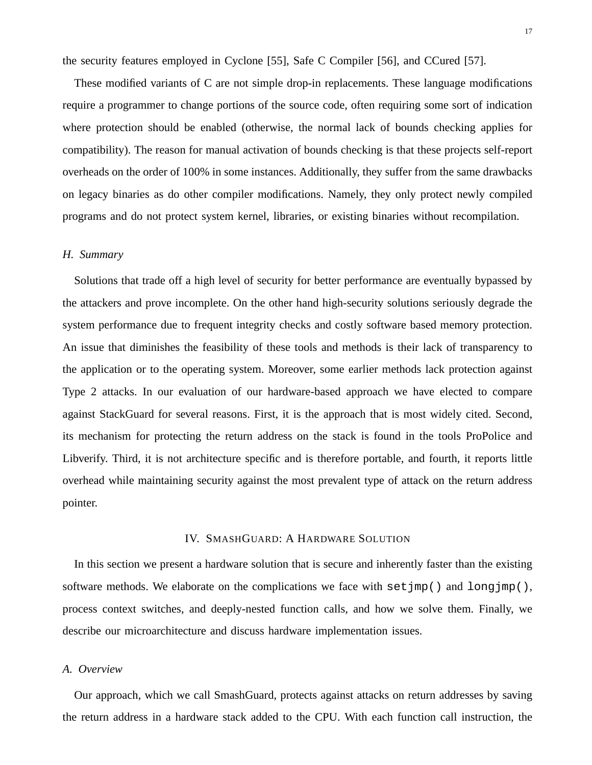the security features employed in Cyclone [55], Safe C Compiler [56], and CCured [57].

These modified variants of C are not simple drop-in replacements. These language modifications require a programmer to change portions of the source code, often requiring some sort of indication where protection should be enabled (otherwise, the normal lack of bounds checking applies for compatibility). The reason for manual activation of bounds checking is that these projects self-report overheads on the order of 100% in some instances. Additionally, they suffer from the same drawbacks on legacy binaries as do other compiler modifications. Namely, they only protect newly compiled programs and do not protect system kernel, libraries, or existing binaries without recompilation.

### *H. Summary*

Solutions that trade off a high level of security for better performance are eventually bypassed by the attackers and prove incomplete. On the other hand high-security solutions seriously degrade the system performance due to frequent integrity checks and costly software based memory protection. An issue that diminishes the feasibility of these tools and methods is their lack of transparency to the application or to the operating system. Moreover, some earlier methods lack protection against Type 2 attacks. In our evaluation of our hardware-based approach we have elected to compare against StackGuard for several reasons. First, it is the approach that is most widely cited. Second, its mechanism for protecting the return address on the stack is found in the tools ProPolice and Libverify. Third, it is not architecture specific and is therefore portable, and fourth, it reports little overhead while maintaining security against the most prevalent type of attack on the return address pointer.

## IV. SmashGuard: A Hardware Solution

In this section we present a hardware solution that is secure and inherently faster than the existing software methods. We elaborate on the complications we face with `setjmp()` and `longjmp()`, process context switches, and deeply-nested function calls, and how we solve them. Finally, we describe our microarchitecture and discuss hardware implementation issues.

### *A. Overview*

Our approach, which we call SmashGuard, protects against attacks on return addresses by saving the return address in a hardware stack added to the CPU. With each function call instruction, the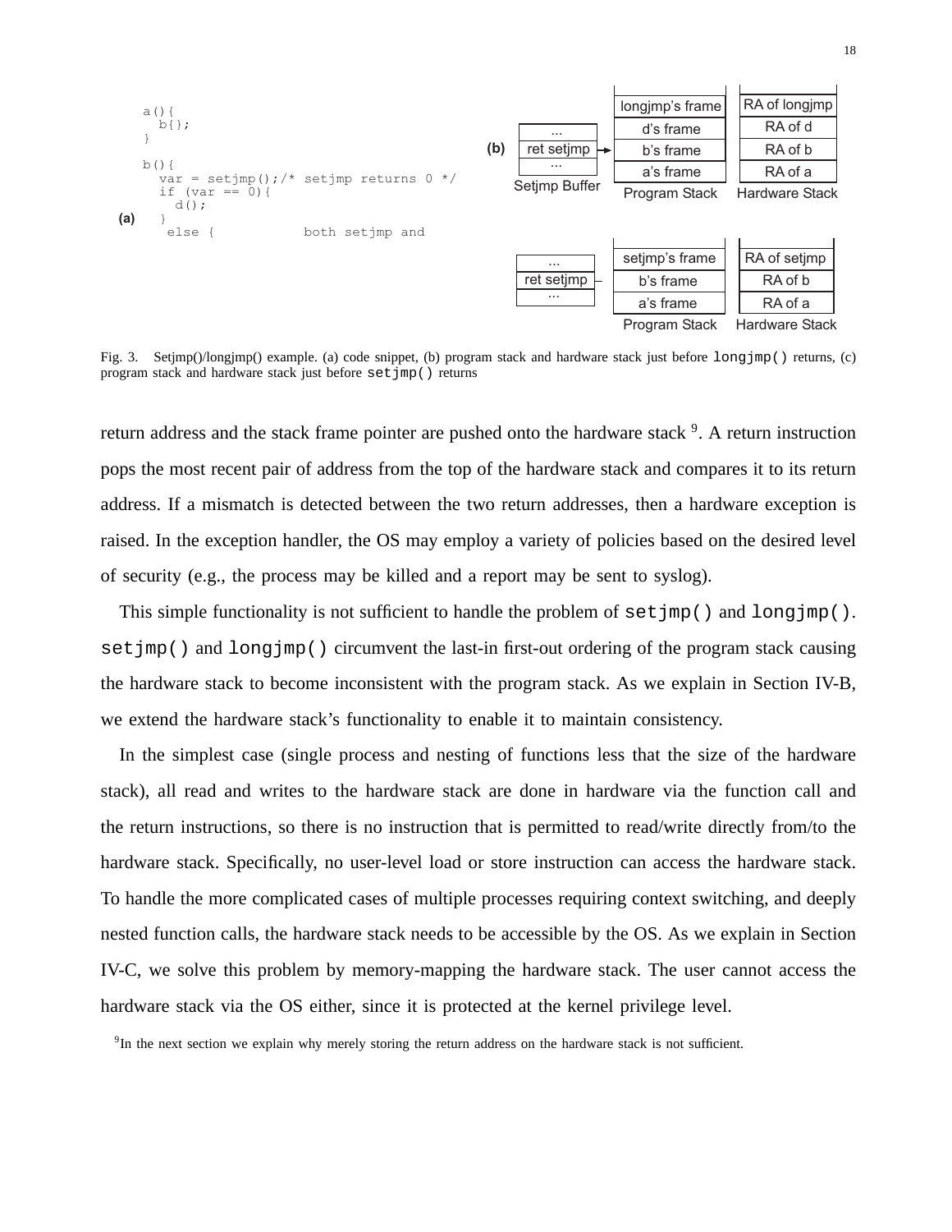```
a(){
  b{};
}

b(){
  var = setjmp();/* setjmp returns 0 */
  if (var == 0){
    d();
  }
  else {          both setjmp and
```

Fig. 3. Setjmp()/longjmp() example. (a) code snippet, (b) program stack and hardware stack just before `longjmp()` returns, (c) program stack and hardware stack just before `setjmp()` returns

return address and the stack frame pointer are pushed onto the hardware stack [9]. A return instruction pops the most recent pair of address from the top of the hardware stack and compares it to its return address. If a mismatch is detected between the two return addresses, then a hardware exception is raised. In the exception handler, the OS may employ a variety of policies based on the desired level of security (e.g., the process may be killed and a report may be sent to syslog).

This simple functionality is not sufficient to handle the problem of `setjmp()` and `longjmp()`. `setjmp()` and `longjmp()` circumvent the last-in first-out ordering of the program stack causing the hardware stack to become inconsistent with the program stack. As we explain in Section IV-B, we extend the hardware stack's functionality to enable it to maintain consistency.

In the simplest case (single process and nesting of functions less that the size of the hardware stack), all read and writes to the hardware stack are done in hardware via the function call and the return instructions, so there is no instruction that is permitted to read/write directly from/to the hardware stack. Specifically, no user-level load or store instruction can access the hardware stack. To handle the more complicated cases of multiple processes requiring context switching, and deeply nested function calls, the hardware stack needs to be accessible by the OS. As we explain in Section IV-C, we solve this problem by memory-mapping the hardware stack. The user cannot access the hardware stack via the OS either, since it is protected at the kernel privilege level.

[9] In the next section we explain why merely storing the return address on the hardware stack is not sufficient.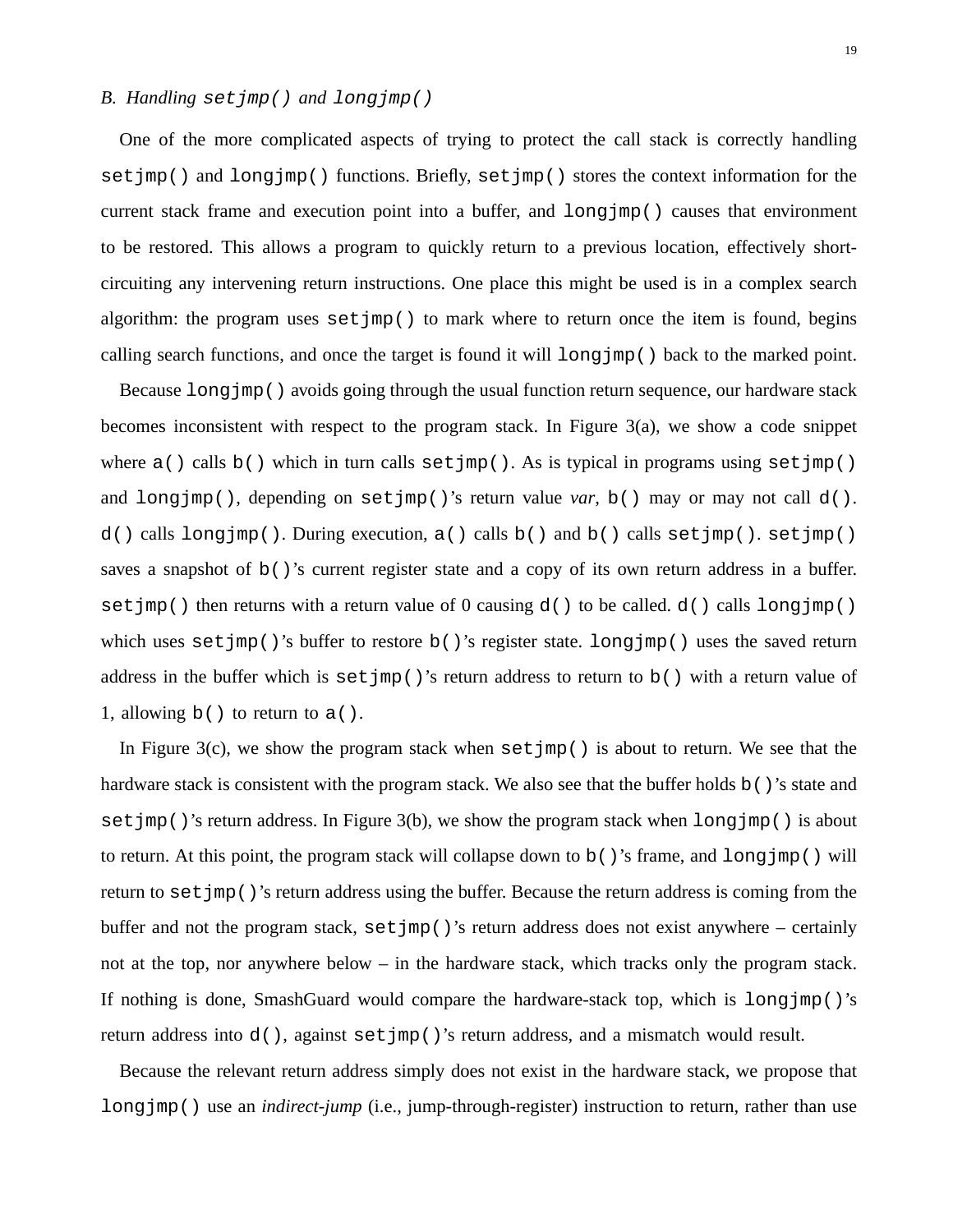### B. Handling `setjmp()` and `longjmp()`

One of the more complicated aspects of trying to protect the call stack is correctly handling `setjmp()` and `longjmp()` functions. Briefly, `setjmp()` stores the context information for the current stack frame and execution point into a buffer, and `longjmp()` causes that environment to be restored. This allows a program to quickly return to a previous location, effectively short-circuiting any intervening return instructions. One place this might be used is in a complex search algorithm: the program uses `setjmp()` to mark where to return once the item is found, begins calling search functions, and once the target is found it will `longjmp()` back to the marked point.

Because `longjmp()` avoids going through the usual function return sequence, our hardware stack becomes inconsistent with respect to the program stack. In Figure 3(a), we show a code snippet where `a()` calls `b()` which in turn calls `setjmp()`. As is typical in programs using `setjmp()` and `longjmp()`, depending on `setjmp()`'s return value *var*, `b()` may or may not call `d()`. `d()` calls `longjmp()`. During execution, `a()` calls `b()` and `b()` calls `setjmp()`. `setjmp()` saves a snapshot of `b()`'s current register state and a copy of its own return address in a buffer. `setjmp()` then returns with a return value of 0 causing `d()` to be called. `d()` calls `longjmp()` which uses `setjmp()`'s buffer to restore `b()`'s register state. `longjmp()` uses the saved return address in the buffer which is `setjmp()`'s return address to return to `b()` with a return value of 1, allowing `b()` to return to `a()`.

In Figure 3(c), we show the program stack when `setjmp()` is about to return. We see that the hardware stack is consistent with the program stack. We also see that the buffer holds `b()`'s state and `setjmp()`'s return address. In Figure 3(b), we show the program stack when `longjmp()` is about to return. At this point, the program stack will collapse down to `b()`'s frame, and `longjmp()` will return to `setjmp()`'s return address using the buffer. Because the return address is coming from the buffer and not the program stack, `setjmp()`'s return address does not exist anywhere – certainly not at the top, nor anywhere below – in the hardware stack, which tracks only the program stack. If nothing is done, SmashGuard would compare the hardware-stack top, which is `longjmp()`'s return address into `d()`, against `setjmp()`'s return address, and a mismatch would result.

Because the relevant return address simply does not exist in the hardware stack, we propose that `longjmp()` use an *indirect-jump* (i.e., jump-through-register) instruction to return, rather than use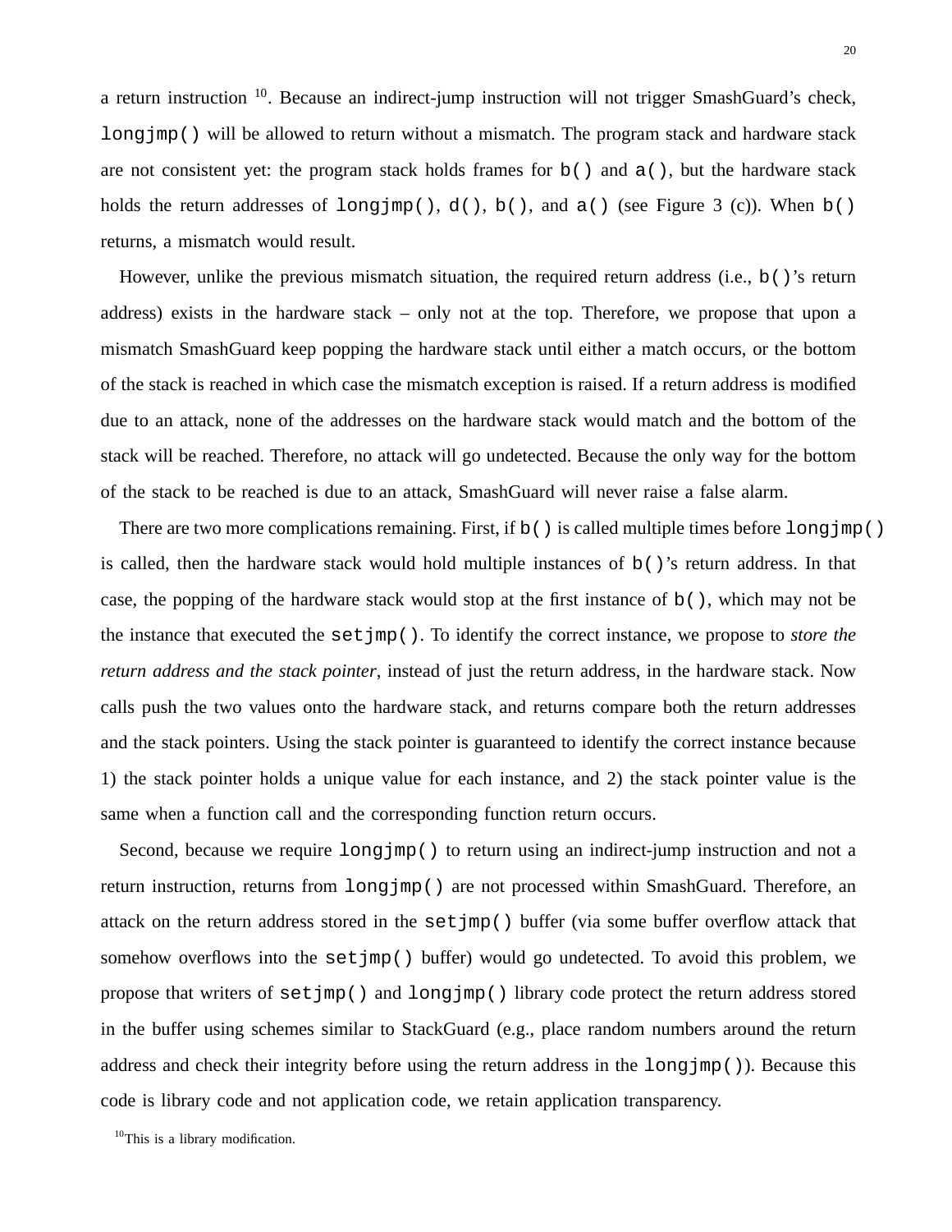a return instruction [10]. Because an indirect-jump instruction will not trigger SmashGuard's check, `longjmp()` will be allowed to return without a mismatch. The program stack and hardware stack are not consistent yet: the program stack holds frames for `b()` and `a()`, but the hardware stack holds the return addresses of `longjmp()`, `d()`, `b()`, and `a()` (see Figure 3 (c)). When `b()` returns, a mismatch would result.

However, unlike the previous mismatch situation, the required return address (i.e., `b()`'s return address) exists in the hardware stack – only not at the top. Therefore, we propose that upon a mismatch SmashGuard keep popping the hardware stack until either a match occurs, or the bottom of the stack is reached in which case the mismatch exception is raised. If a return address is modified due to an attack, none of the addresses on the hardware stack would match and the bottom of the stack will be reached. Therefore, no attack will go undetected. Because the only way for the bottom of the stack to be reached is due to an attack, SmashGuard will never raise a false alarm.

There are two more complications remaining. First, if `b()` is called multiple times before `longjmp()` is called, then the hardware stack would hold multiple instances of `b()`'s return address. In that case, the popping of the hardware stack would stop at the first instance of `b()`, which may not be the instance that executed the `setjmp()`. To identify the correct instance, we propose to *store the return address and the stack pointer*, instead of just the return address, in the hardware stack. Now calls push the two values onto the hardware stack, and returns compare both the return addresses and the stack pointers. Using the stack pointer is guaranteed to identify the correct instance because 1) the stack pointer holds a unique value for each instance, and 2) the stack pointer value is the same when a function call and the corresponding function return occurs.

Second, because we require `longjmp()` to return using an indirect-jump instruction and not a return instruction, returns from `longjmp()` are not processed within SmashGuard. Therefore, an attack on the return address stored in the `setjmp()` buffer (via some buffer overflow attack that somehow overflows into the `setjmp()` buffer) would go undetected. To avoid this problem, we propose that writers of `setjmp()` and `longjmp()` library code protect the return address stored in the buffer using schemes similar to StackGuard (e.g., place random numbers around the return address and check their integrity before using the return address in the `longjmp()`). Because this code is library code and not application code, we retain application transparency.

[10] This is a library modification.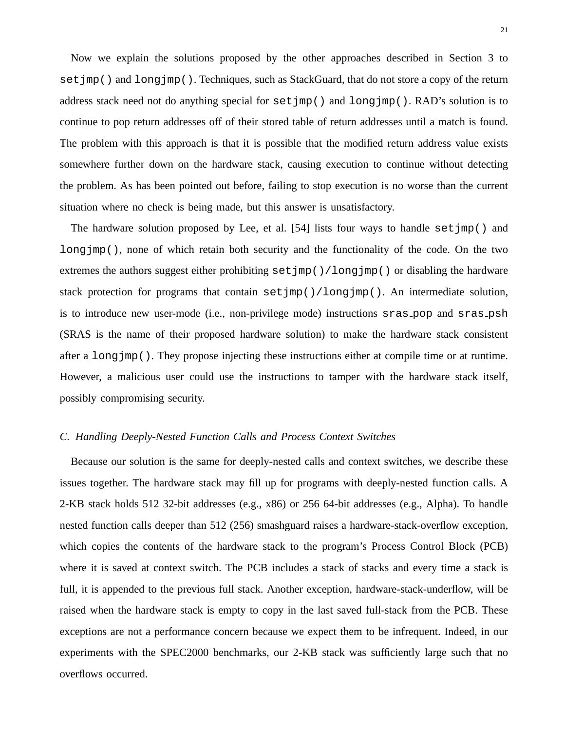Now we explain the solutions proposed by the other approaches described in Section 3 to `setjmp()` and `longjmp()`. Techniques, such as StackGuard, that do not store a copy of the return address stack need not do anything special for `setjmp()` and `longjmp()`. RAD's solution is to continue to pop return addresses off of their stored table of return addresses until a match is found. The problem with this approach is that it is possible that the modified return address value exists somewhere further down on the hardware stack, causing execution to continue without detecting the problem. As has been pointed out before, failing to stop execution is no worse than the current situation where no check is being made, but this answer is unsatisfactory.

The hardware solution proposed by Lee, et al. [54] lists four ways to handle `setjmp()` and `longjmp()`, none of which retain both security and the functionality of the code. On the two extremes the authors suggest either prohibiting `setjmp()/longjmp()` or disabling the hardware stack protection for programs that contain `setjmp()/longjmp()`. An intermediate solution, is to introduce new user-mode (i.e., non-privilege mode) instructions `sras_pop` and `sras_psh` (SRAS is the name of their proposed hardware solution) to make the hardware stack consistent after a `longjmp()`. They propose injecting these instructions either at compile time or at runtime. However, a malicious user could use the instructions to tamper with the hardware stack itself, possibly compromising security.

### *C. Handling Deeply-Nested Function Calls and Process Context Switches*

Because our solution is the same for deeply-nested calls and context switches, we describe these issues together. The hardware stack may fill up for programs with deeply-nested function calls. A 2-KB stack holds 512 32-bit addresses (e.g., x86) or 256 64-bit addresses (e.g., Alpha). To handle nested function calls deeper than 512 (256) smashguard raises a hardware-stack-overflow exception, which copies the contents of the hardware stack to the program's Process Control Block (PCB) where it is saved at context switch. The PCB includes a stack of stacks and every time a stack is full, it is appended to the previous full stack. Another exception, hardware-stack-underflow, will be raised when the hardware stack is empty to copy in the last saved full-stack from the PCB. These exceptions are not a performance concern because we expect them to be infrequent. Indeed, in our experiments with the SPEC2000 benchmarks, our 2-KB stack was sufficiently large such that no overflows occurred.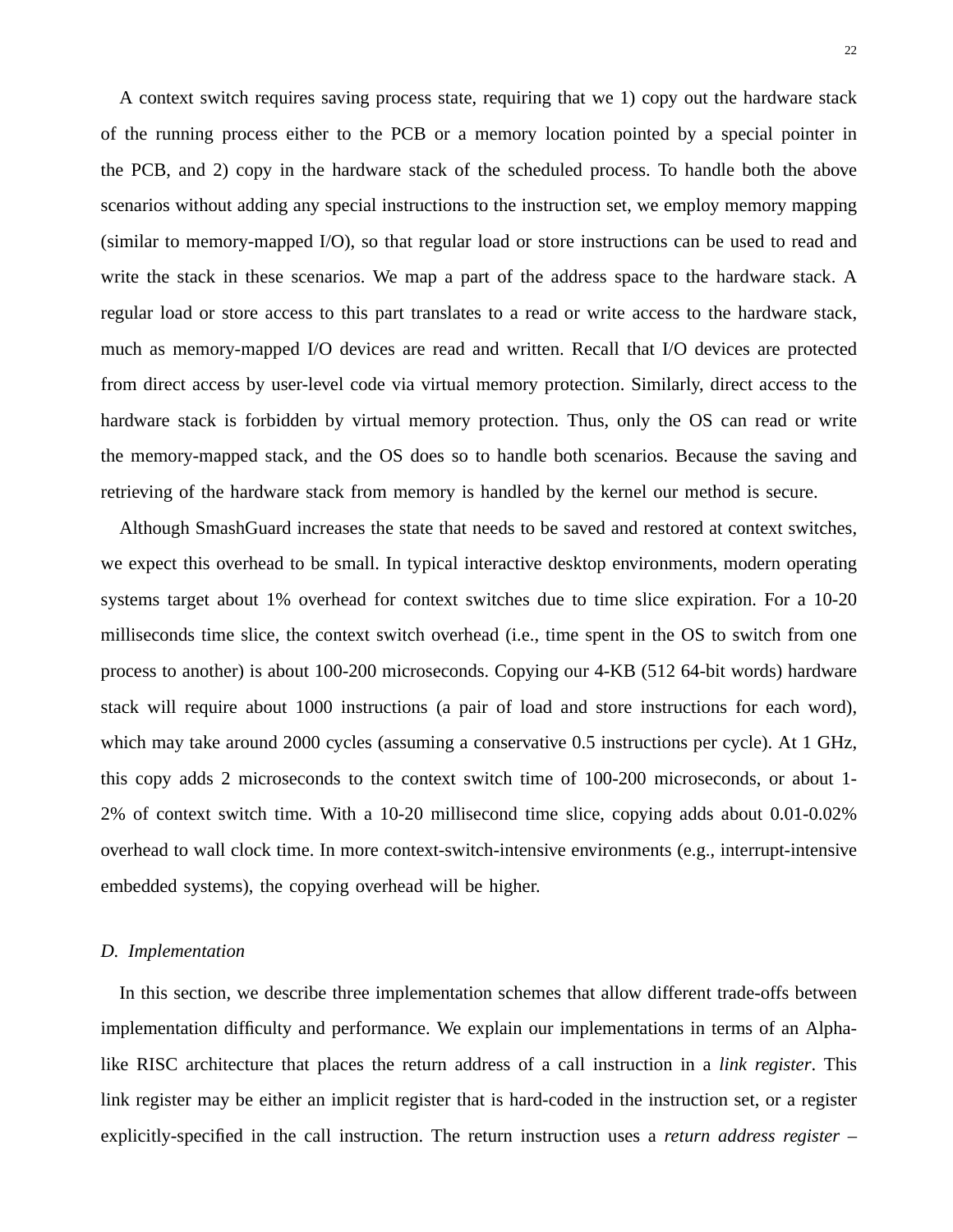A context switch requires saving process state, requiring that we 1) copy out the hardware stack of the running process either to the PCB or a memory location pointed by a special pointer in the PCB, and 2) copy in the hardware stack of the scheduled process. To handle both the above scenarios without adding any special instructions to the instruction set, we employ memory mapping (similar to memory-mapped I/O), so that regular load or store instructions can be used to read and write the stack in these scenarios. We map a part of the address space to the hardware stack. A regular load or store access to this part translates to a read or write access to the hardware stack, much as memory-mapped I/O devices are read and written. Recall that I/O devices are protected from direct access by user-level code via virtual memory protection. Similarly, direct access to the hardware stack is forbidden by virtual memory protection. Thus, only the OS can read or write the memory-mapped stack, and the OS does so to handle both scenarios. Because the saving and retrieving of the hardware stack from memory is handled by the kernel our method is secure.

Although SmashGuard increases the state that needs to be saved and restored at context switches, we expect this overhead to be small. In typical interactive desktop environments, modern operating systems target about 1% overhead for context switches due to time slice expiration. For a 10-20 milliseconds time slice, the context switch overhead (i.e., time spent in the OS to switch from one process to another) is about 100-200 microseconds. Copying our 4-KB (512 64-bit words) hardware stack will require about 1000 instructions (a pair of load and store instructions for each word), which may take around 2000 cycles (assuming a conservative 0.5 instructions per cycle). At 1 GHz, this copy adds 2 microseconds to the context switch time of 100-200 microseconds, or about 1-2% of context switch time. With a 10-20 millisecond time slice, copying adds about 0.01-0.02% overhead to wall clock time. In more context-switch-intensive environments (e.g., interrupt-intensive embedded systems), the copying overhead will be higher.

### *D. Implementation*

In this section, we describe three implementation schemes that allow different trade-offs between implementation difficulty and performance. We explain our implementations in terms of an Alpha-like RISC architecture that places the return address of a call instruction in a *link register*. This link register may be either an implicit register that is hard-coded in the instruction set, or a register explicitly-specified in the call instruction. The return instruction uses a *return address register* –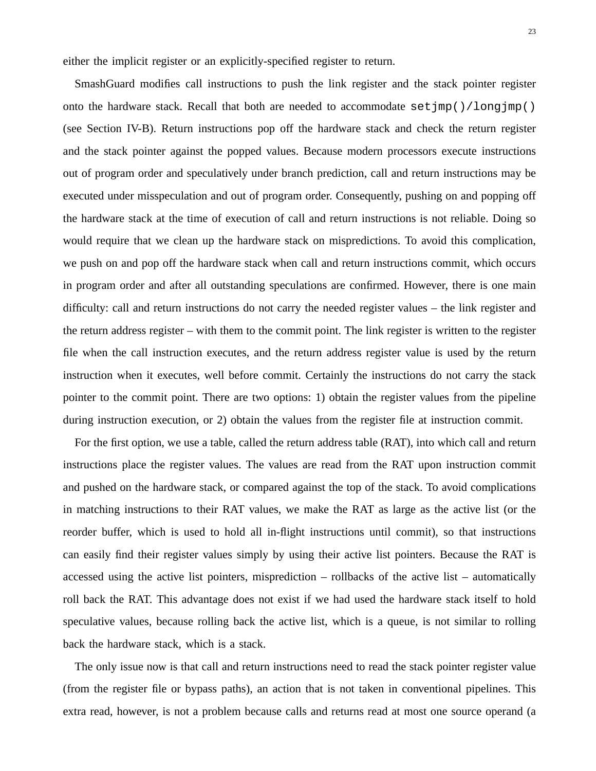either the implicit register or an explicitly-specified register to return.

SmashGuard modifies call instructions to push the link register and the stack pointer register onto the hardware stack. Recall that both are needed to accommodate `setjmp()/longjmp()` (see Section IV-B). Return instructions pop off the hardware stack and check the return register and the stack pointer against the popped values. Because modern processors execute instructions out of program order and speculatively under branch prediction, call and return instructions may be executed under misspeculation and out of program order. Consequently, pushing on and popping off the hardware stack at the time of execution of call and return instructions is not reliable. Doing so would require that we clean up the hardware stack on mispredictions. To avoid this complication, we push on and pop off the hardware stack when call and return instructions commit, which occurs in program order and after all outstanding speculations are confirmed. However, there is one main difficulty: call and return instructions do not carry the needed register values – the link register and the return address register – with them to the commit point. The link register is written to the register file when the call instruction executes, and the return address register value is used by the return instruction when it executes, well before commit. Certainly the instructions do not carry the stack pointer to the commit point. There are two options: 1) obtain the register values from the pipeline during instruction execution, or 2) obtain the values from the register file at instruction commit.

For the first option, we use a table, called the return address table (RAT), into which call and return instructions place the register values. The values are read from the RAT upon instruction commit and pushed on the hardware stack, or compared against the top of the stack. To avoid complications in matching instructions to their RAT values, we make the RAT as large as the active list (or the reorder buffer, which is used to hold all in-flight instructions until commit), so that instructions can easily find their register values simply by using their active list pointers. Because the RAT is accessed using the active list pointers, misprediction – rollbacks of the active list – automatically roll back the RAT. This advantage does not exist if we had used the hardware stack itself to hold speculative values, because rolling back the active list, which is a queue, is not similar to rolling back the hardware stack, which is a stack.

The only issue now is that call and return instructions need to read the stack pointer register value (from the register file or bypass paths), an action that is not taken in conventional pipelines. This extra read, however, is not a problem because calls and returns read at most one source operand (a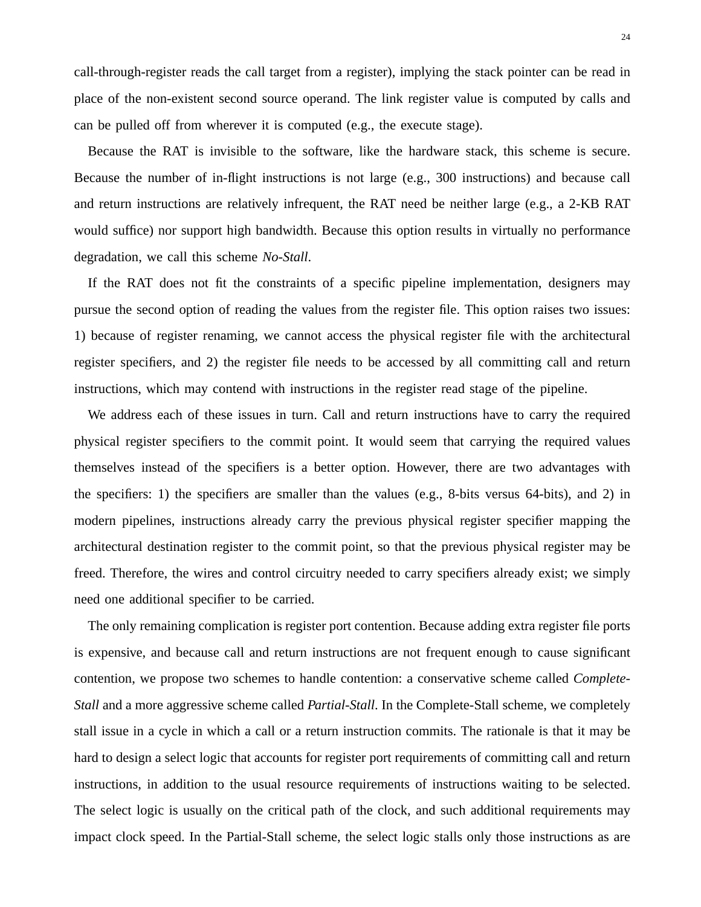call-through-register reads the call target from a register), implying the stack pointer can be read in place of the non-existent second source operand. The link register value is computed by calls and can be pulled off from wherever it is computed (e.g., the execute stage).

Because the RAT is invisible to the software, like the hardware stack, this scheme is secure. Because the number of in-flight instructions is not large (e.g., 300 instructions) and because call and return instructions are relatively infrequent, the RAT need be neither large (e.g., a 2-KB RAT would suffice) nor support high bandwidth. Because this option results in virtually no performance degradation, we call this scheme *No-Stall*.

If the RAT does not fit the constraints of a specific pipeline implementation, designers may pursue the second option of reading the values from the register file. This option raises two issues: 1) because of register renaming, we cannot access the physical register file with the architectural register specifiers, and 2) the register file needs to be accessed by all committing call and return instructions, which may contend with instructions in the register read stage of the pipeline.

We address each of these issues in turn. Call and return instructions have to carry the required physical register specifiers to the commit point. It would seem that carrying the required values themselves instead of the specifiers is a better option. However, there are two advantages with the specifiers: 1) the specifiers are smaller than the values (e.g., 8-bits versus 64-bits), and 2) in modern pipelines, instructions already carry the previous physical register specifier mapping the architectural destination register to the commit point, so that the previous physical register may be freed. Therefore, the wires and control circuitry needed to carry specifiers already exist; we simply need one additional specifier to be carried.

The only remaining complication is register port contention. Because adding extra register file ports is expensive, and because call and return instructions are not frequent enough to cause significant contention, we propose two schemes to handle contention: a conservative scheme called *Complete-Stall* and a more aggressive scheme called *Partial-Stall*. In the Complete-Stall scheme, we completely stall issue in a cycle in which a call or a return instruction commits. The rationale is that it may be hard to design a select logic that accounts for register port requirements of committing call and return instructions, in addition to the usual resource requirements of instructions waiting to be selected. The select logic is usually on the critical path of the clock, and such additional requirements may impact clock speed. In the Partial-Stall scheme, the select logic stalls only those instructions as are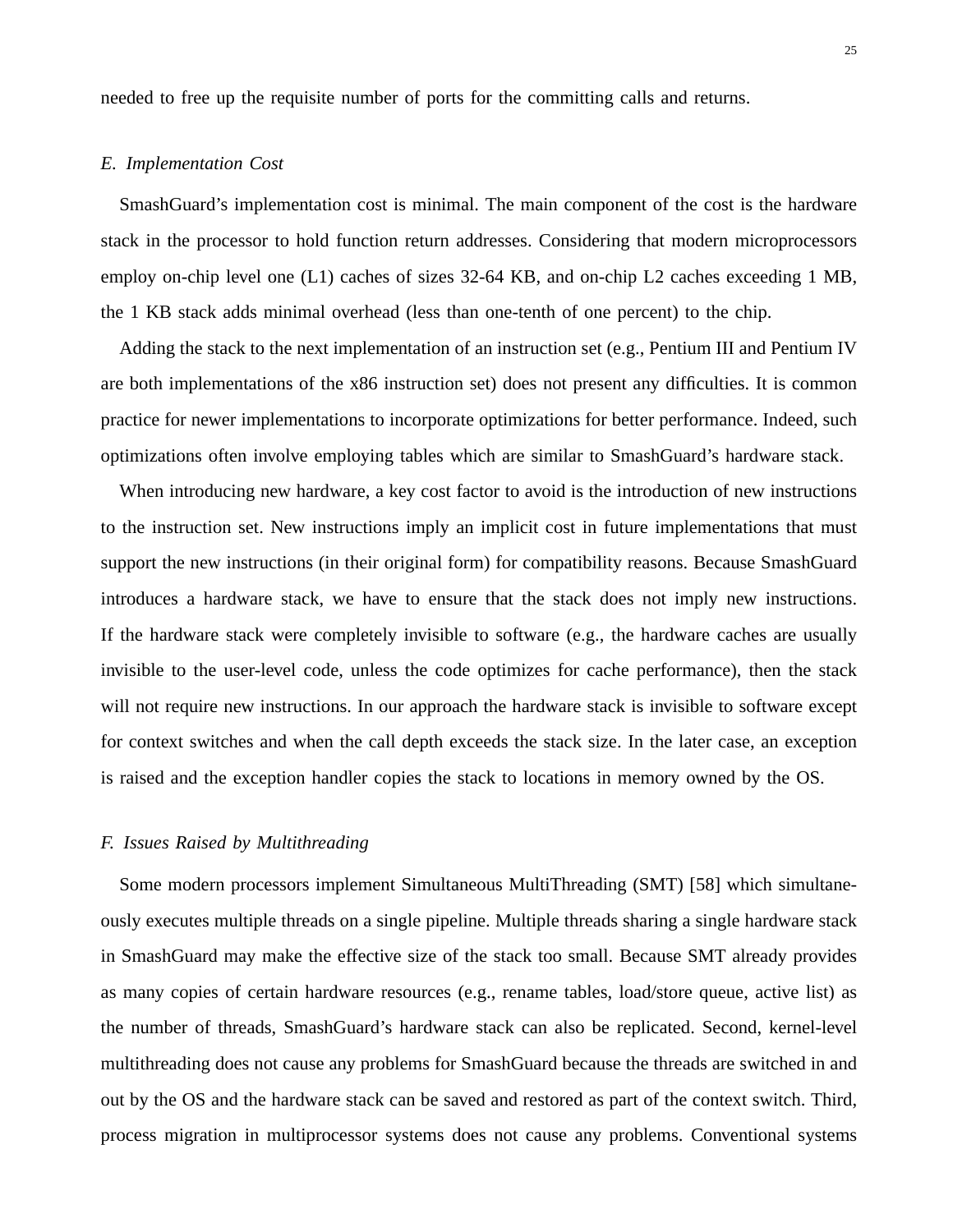needed to free up the requisite number of ports for the committing calls and returns.

### *E. Implementation Cost*

SmashGuard's implementation cost is minimal. The main component of the cost is the hardware stack in the processor to hold function return addresses. Considering that modern microprocessors employ on-chip level one (L1) caches of sizes 32-64 KB, and on-chip L2 caches exceeding 1 MB, the 1 KB stack adds minimal overhead (less than one-tenth of one percent) to the chip.

Adding the stack to the next implementation of an instruction set (e.g., Pentium III and Pentium IV are both implementations of the x86 instruction set) does not present any difficulties. It is common practice for newer implementations to incorporate optimizations for better performance. Indeed, such optimizations often involve employing tables which are similar to SmashGuard's hardware stack.

When introducing new hardware, a key cost factor to avoid is the introduction of new instructions to the instruction set. New instructions imply an implicit cost in future implementations that must support the new instructions (in their original form) for compatibility reasons. Because SmashGuard introduces a hardware stack, we have to ensure that the stack does not imply new instructions. If the hardware stack were completely invisible to software (e.g., the hardware caches are usually invisible to the user-level code, unless the code optimizes for cache performance), then the stack will not require new instructions. In our approach the hardware stack is invisible to software except for context switches and when the call depth exceeds the stack size. In the later case, an exception is raised and the exception handler copies the stack to locations in memory owned by the OS.

### *F. Issues Raised by Multithreading*

Some modern processors implement Simultaneous MultiThreading (SMT) [58] which simultaneously executes multiple threads on a single pipeline. Multiple threads sharing a single hardware stack in SmashGuard may make the effective size of the stack too small. Because SMT already provides as many copies of certain hardware resources (e.g., rename tables, load/store queue, active list) as the number of threads, SmashGuard's hardware stack can also be replicated. Second, kernel-level multithreading does not cause any problems for SmashGuard because the threads are switched in and out by the OS and the hardware stack can be saved and restored as part of the context switch. Third, process migration in multiprocessor systems does not cause any problems. Conventional systems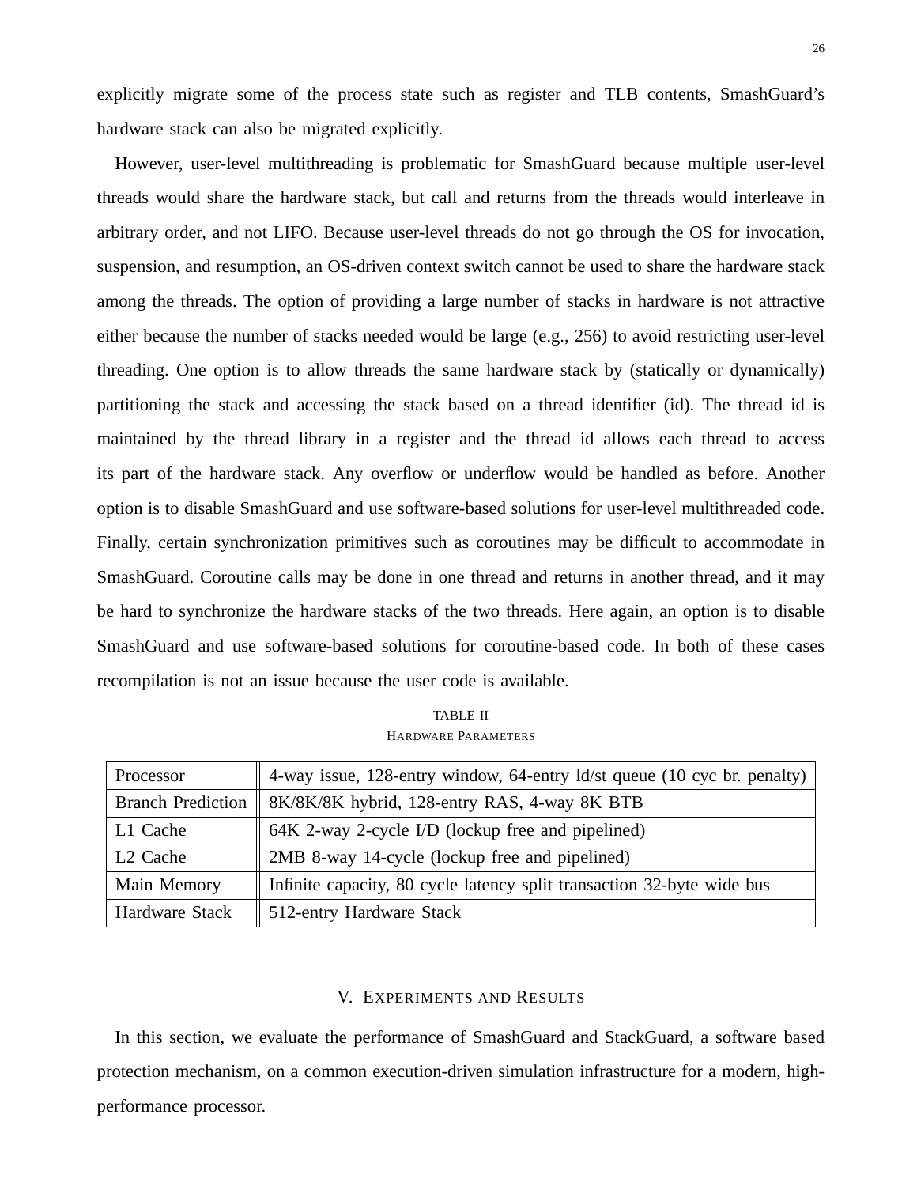explicitly migrate some of the process state such as register and TLB contents, SmashGuard's hardware stack can also be migrated explicitly.

However, user-level multithreading is problematic for SmashGuard because multiple user-level threads would share the hardware stack, but call and returns from the threads would interleave in arbitrary order, and not LIFO. Because user-level threads do not go through the OS for invocation, suspension, and resumption, an OS-driven context switch cannot be used to share the hardware stack among the threads. The option of providing a large number of stacks in hardware is not attractive either because the number of stacks needed would be large (e.g., 256) to avoid restricting user-level threading. One option is to allow threads the same hardware stack by (statically or dynamically) partitioning the stack and accessing the stack based on a thread identifier (id). The thread id is maintained by the thread library in a register and the thread id allows each thread to access its part of the hardware stack. Any overflow or underflow would be handled as before. Another option is to disable SmashGuard and use software-based solutions for user-level multithreaded code. Finally, certain synchronization primitives such as coroutines may be difficult to accommodate in SmashGuard. Coroutine calls may be done in one thread and returns in another thread, and it may be hard to synchronize the hardware stacks of the two threads. Here again, an option is to disable SmashGuard and use software-based solutions for coroutine-based code. In both of these cases recompilation is not an issue because the user code is available.

TABLE II
HARDWARE PARAMETERS

| | |
|---|---|
| Processor | 4-way issue, 128-entry window, 64-entry ld/st queue (10 cyc br. penalty) |
| Branch Prediction | 8K/8K/8K hybrid, 128-entry RAS, 4-way 8K BTB |
| L1 Cache | 64K 2-way 2-cycle I/D (lockup free and pipelined) |
| L2 Cache | 2MB 8-way 14-cycle (lockup free and pipelined) |
| Main Memory | Infinite capacity, 80 cycle latency split transaction 32-byte wide bus |
| Hardware Stack | 512-entry Hardware Stack |

## V. EXPERIMENTS AND RESULTS

In this section, we evaluate the performance of SmashGuard and StackGuard, a software based protection mechanism, on a common execution-driven simulation infrastructure for a modern, high-performance processor.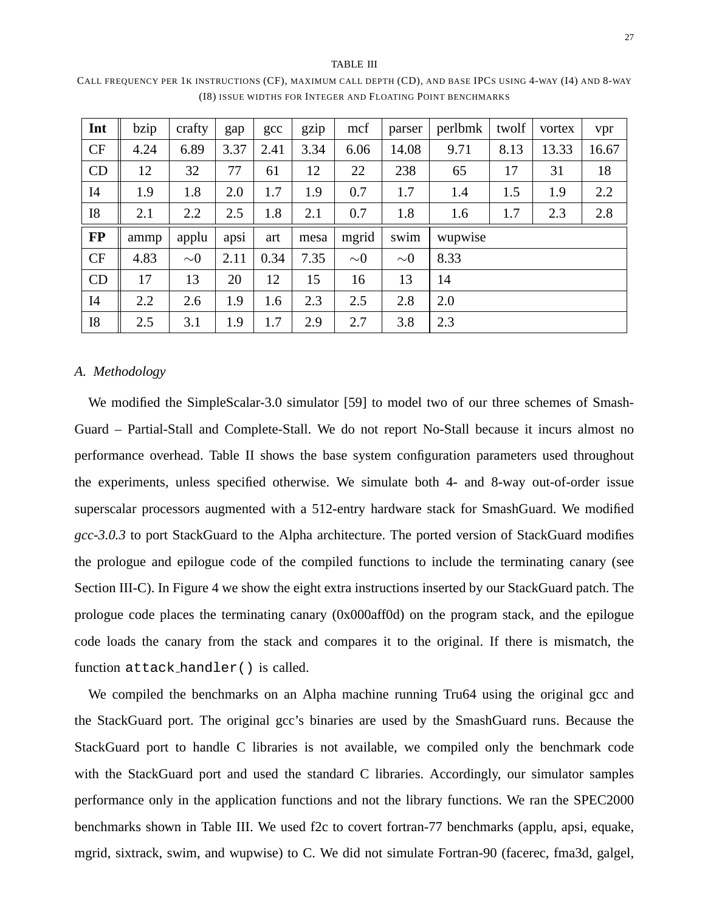TABLE III

CALL FREQUENCY PER 1K INSTRUCTIONS (CF), MAXIMUM CALL DEPTH (CD), AND BASE IPCS USING 4-WAY (I4) AND 8-WAY (I8) ISSUE WIDTHS FOR INTEGER AND FLOATING POINT BENCHMARKS

| **Int** | bzip | crafty | gap | gcc | gzip | mcf | parser | perlbmk | twolf | vortex | vpr |
|---|---|---|---|---|---|---|---|---|---|---|---|
| CF | 4.24 | 6.89 | 3.37 | 2.41 | 3.34 | 6.06 | 14.08 | 9.71 | 8.13 | 13.33 | 16.67 |
| CD | 12 | 32 | 77 | 61 | 12 | 22 | 238 | 65 | 17 | 31 | 18 |
| I4 | 1.9 | 1.8 | 2.0 | 1.7 | 1.9 | 0.7 | 1.7 | 1.4 | 1.5 | 1.9 | 2.2 |
| I8 | 2.1 | 2.2 | 2.5 | 1.8 | 2.1 | 0.7 | 1.8 | 1.6 | 1.7 | 2.3 | 2.8 |
| **FP** | ammp | applu | apsi | art | mesa | mgrid | swim | wupwise | | | |
| CF | 4.83 | $\sim$0 | 2.11 | 0.34 | 7.35 | $\sim$0 | $\sim$0 | 8.33 | | | |
| CD | 17 | 13 | 20 | 12 | 15 | 16 | 13 | 14 | | | |
| I4 | 2.2 | 2.6 | 1.9 | 1.6 | 2.3 | 2.5 | 2.8 | 2.0 | | | |
| I8 | 2.5 | 3.1 | 1.9 | 1.7 | 2.9 | 2.7 | 3.8 | 2.3 | | | |

### A. Methodology

We modified the SimpleScalar-3.0 simulator [59] to model two of our three schemes of SmashGuard – Partial-Stall and Complete-Stall. We do not report No-Stall because it incurs almost no performance overhead. Table II shows the base system configuration parameters used throughout the experiments, unless specified otherwise. We simulate both 4- and 8-way out-of-order issue superscalar processors augmented with a 512-entry hardware stack for SmashGuard. We modified *gcc-3.0.3* to port StackGuard to the Alpha architecture. The ported version of StackGuard modifies the prologue and epilogue code of the compiled functions to include the terminating canary (see Section III-C). In Figure 4 we show the eight extra instructions inserted by our StackGuard patch. The prologue code places the terminating canary (0x000aff0d) on the program stack, and the epilogue code loads the canary from the stack and compares it to the original. If there is mismatch, the function `attack_handler()` is called.

We compiled the benchmarks on an Alpha machine running Tru64 using the original gcc and the StackGuard port. The original gcc's binaries are used by the SmashGuard runs. Because the StackGuard port to handle C libraries is not available, we compiled only the benchmark code with the StackGuard port and used the standard C libraries. Accordingly, our simulator samples performance only in the application functions and not the library functions. We ran the SPEC2000 benchmarks shown in Table III. We used f2c to covert fortran-77 benchmarks (applu, apsi, equake, mgrid, sixtrack, swim, and wupwise) to C. We did not simulate Fortran-90 (facerec, fma3d, galgel,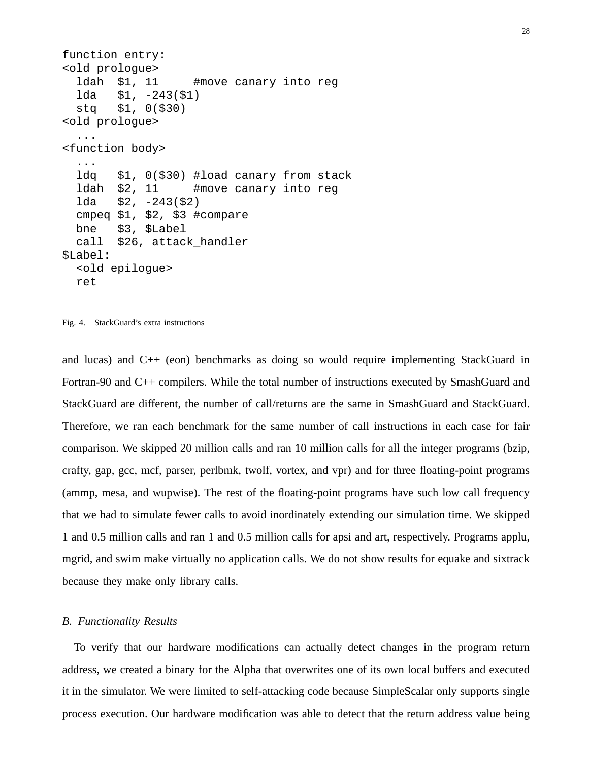```
function entry:
<old prologue>
  ldah  $1, 11     #move canary into reg
  lda   $1, -243($1)
  stq   $1, 0($30)
<old prologue>
  ...
<function body>
  ...
  ldq   $1, 0($30) #load canary from stack
  ldah  $2, 11     #move canary into reg
  lda   $2, -243($2)
  cmpeq $1, $2, $3 #compare
  bne   $3, $Label
  call  $26, attack_handler
$Label:
  <old epilogue>
  ret
```

Fig. 4. StackGuard's extra instructions

and lucas) and C++ (eon) benchmarks as doing so would require implementing StackGuard in Fortran-90 and C++ compilers. While the total number of instructions executed by SmashGuard and StackGuard are different, the number of call/returns are the same in SmashGuard and StackGuard. Therefore, we ran each benchmark for the same number of call instructions in each case for fair comparison. We skipped 20 million calls and ran 10 million calls for all the integer programs (bzip, crafty, gap, gcc, mcf, parser, perlbmk, twolf, vortex, and vpr) and for three floating-point programs (ammp, mesa, and wupwise). The rest of the floating-point programs have such low call frequency that we had to simulate fewer calls to avoid inordinately extending our simulation time. We skipped 1 and 0.5 million calls and ran 1 and 0.5 million calls for apsi and art, respectively. Programs applu, mgrid, and swim make virtually no application calls. We do not show results for equake and sixtrack because they make only library calls.

### *B. Functionality Results*

To verify that our hardware modifications can actually detect changes in the program return address, we created a binary for the Alpha that overwrites one of its own local buffers and executed it in the simulator. We were limited to self-attacking code because SimpleScalar only supports single process execution. Our hardware modification was able to detect that the return address value being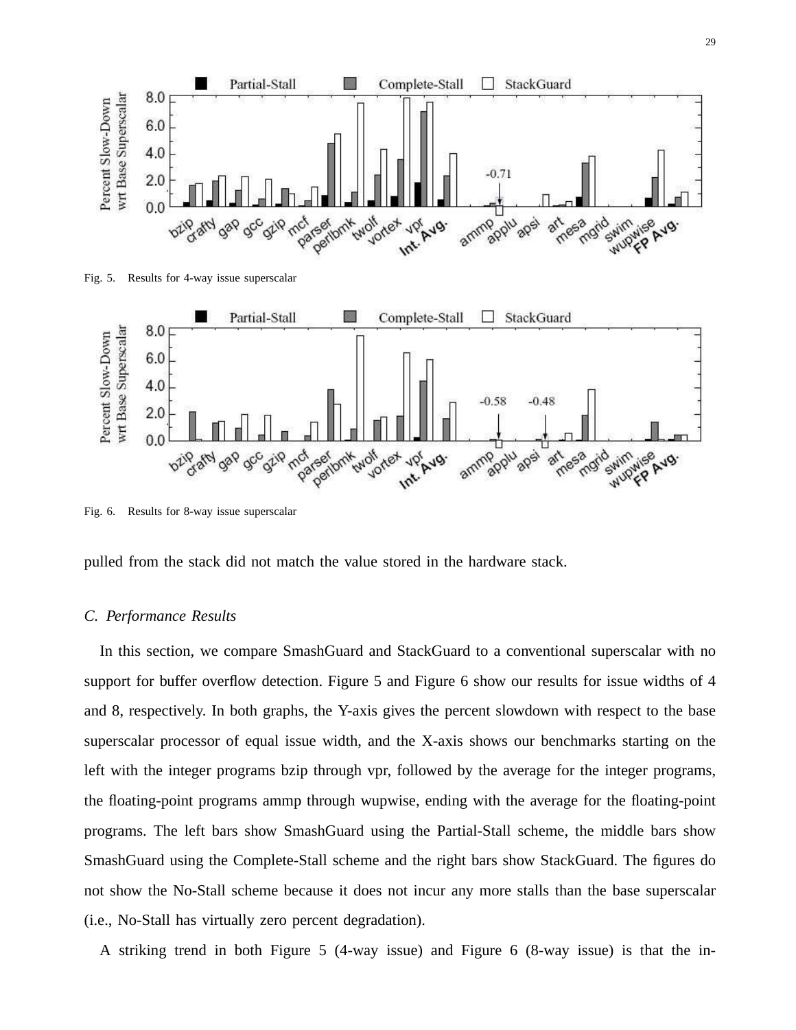Fig. 5. Results for 4-way issue superscalar

Fig. 6. Results for 8-way issue superscalar

pulled from the stack did not match the value stored in the hardware stack.

### *C. Performance Results*

In this section, we compare SmashGuard and StackGuard to a conventional superscalar with no support for buffer overflow detection. Figure 5 and Figure 6 show our results for issue widths of 4 and 8, respectively. In both graphs, the Y-axis gives the percent slowdown with respect to the base superscalar processor of equal issue width, and the X-axis shows our benchmarks starting on the left with the integer programs bzip through vpr, followed by the average for the integer programs, the floating-point programs ammp through wupwise, ending with the average for the floating-point programs. The left bars show SmashGuard using the Partial-Stall scheme, the middle bars show SmashGuard using the Complete-Stall scheme and the right bars show StackGuard. The figures do not show the No-Stall scheme because it does not incur any more stalls than the base superscalar (i.e., No-Stall has virtually zero percent degradation).

A striking trend in both Figure 5 (4-way issue) and Figure 6 (8-way issue) is that the in-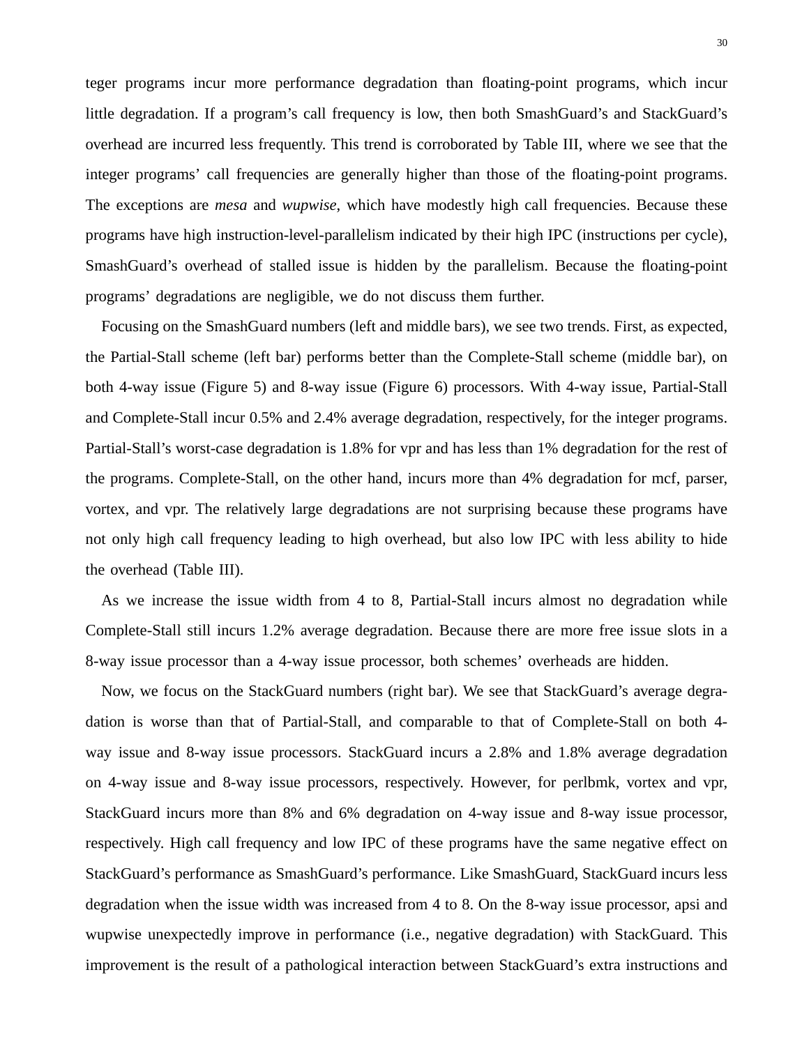teger programs incur more performance degradation than floating-point programs, which incur little degradation. If a program's call frequency is low, then both SmashGuard's and StackGuard's overhead are incurred less frequently. This trend is corroborated by Table III, where we see that the integer programs' call frequencies are generally higher than those of the floating-point programs. The exceptions are *mesa* and *wupwise*, which have modestly high call frequencies. Because these programs have high instruction-level-parallelism indicated by their high IPC (instructions per cycle), SmashGuard's overhead of stalled issue is hidden by the parallelism. Because the floating-point programs' degradations are negligible, we do not discuss them further.

Focusing on the SmashGuard numbers (left and middle bars), we see two trends. First, as expected, the Partial-Stall scheme (left bar) performs better than the Complete-Stall scheme (middle bar), on both 4-way issue (Figure 5) and 8-way issue (Figure 6) processors. With 4-way issue, Partial-Stall and Complete-Stall incur 0.5% and 2.4% average degradation, respectively, for the integer programs. Partial-Stall's worst-case degradation is 1.8% for vpr and has less than 1% degradation for the rest of the programs. Complete-Stall, on the other hand, incurs more than 4% degradation for mcf, parser, vortex, and vpr. The relatively large degradations are not surprising because these programs have not only high call frequency leading to high overhead, but also low IPC with less ability to hide the overhead (Table III).

As we increase the issue width from 4 to 8, Partial-Stall incurs almost no degradation while Complete-Stall still incurs 1.2% average degradation. Because there are more free issue slots in a 8-way issue processor than a 4-way issue processor, both schemes' overheads are hidden.

Now, we focus on the StackGuard numbers (right bar). We see that StackGuard's average degradation is worse than that of Partial-Stall, and comparable to that of Complete-Stall on both 4-way issue and 8-way issue processors. StackGuard incurs a 2.8% and 1.8% average degradation on 4-way issue and 8-way issue processors, respectively. However, for perlbmk, vortex and vpr, StackGuard incurs more than 8% and 6% degradation on 4-way issue and 8-way issue processor, respectively. High call frequency and low IPC of these programs have the same negative effect on StackGuard's performance as SmashGuard's performance. Like SmashGuard, StackGuard incurs less degradation when the issue width was increased from 4 to 8. On the 8-way issue processor, apsi and wupwise unexpectedly improve in performance (i.e., negative degradation) with StackGuard. This improvement is the result of a pathological interaction between StackGuard's extra instructions and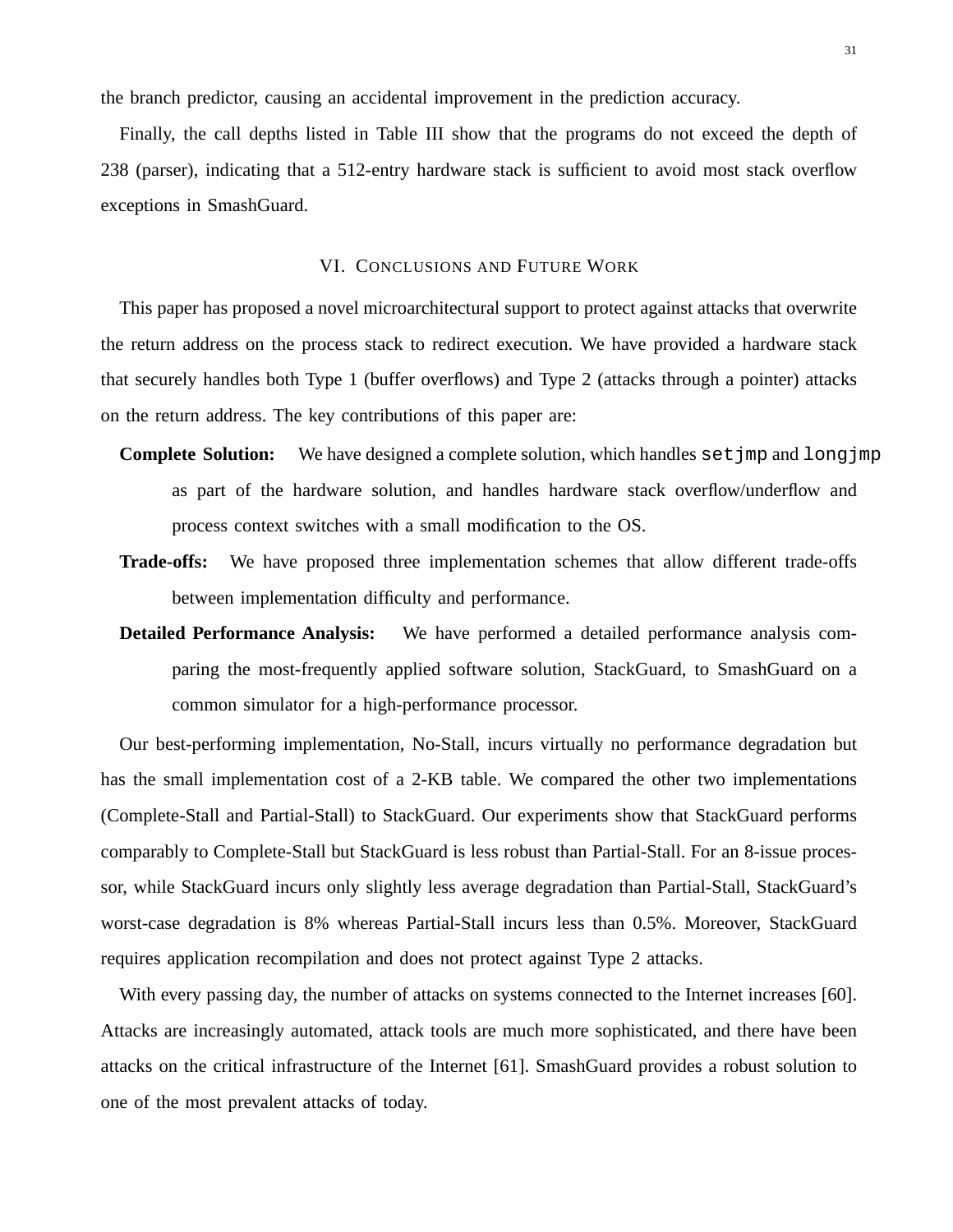the branch predictor, causing an accidental improvement in the prediction accuracy.

Finally, the call depths listed in Table III show that the programs do not exceed the depth of 238 (parser), indicating that a 512-entry hardware stack is sufficient to avoid most stack overflow exceptions in SmashGuard.

## VI. Conclusions and Future Work

This paper has proposed a novel microarchitectural support to protect against attacks that overwrite the return address on the process stack to redirect execution. We have provided a hardware stack that securely handles both Type 1 (buffer overflows) and Type 2 (attacks through a pointer) attacks on the return address. The key contributions of this paper are:

- **Complete Solution:** We have designed a complete solution, which handles `setjmp` and `longjmp` as part of the hardware solution, and handles hardware stack overflow/underflow and process context switches with a small modification to the OS.
- **Trade-offs:** We have proposed three implementation schemes that allow different trade-offs between implementation difficulty and performance.
- **Detailed Performance Analysis:** We have performed a detailed performance analysis comparing the most-frequently applied software solution, StackGuard, to SmashGuard on a common simulator for a high-performance processor.

Our best-performing implementation, No-Stall, incurs virtually no performance degradation but has the small implementation cost of a 2-KB table. We compared the other two implementations (Complete-Stall and Partial-Stall) to StackGuard. Our experiments show that StackGuard performs comparably to Complete-Stall but StackGuard is less robust than Partial-Stall. For an 8-issue processor, while StackGuard incurs only slightly less average degradation than Partial-Stall, StackGuard's worst-case degradation is 8% whereas Partial-Stall incurs less than 0.5%. Moreover, StackGuard requires application recompilation and does not protect against Type 2 attacks.

With every passing day, the number of attacks on systems connected to the Internet increases [60]. Attacks are increasingly automated, attack tools are much more sophisticated, and there have been attacks on the critical infrastructure of the Internet [61]. SmashGuard provides a robust solution to one of the most prevalent attacks of today.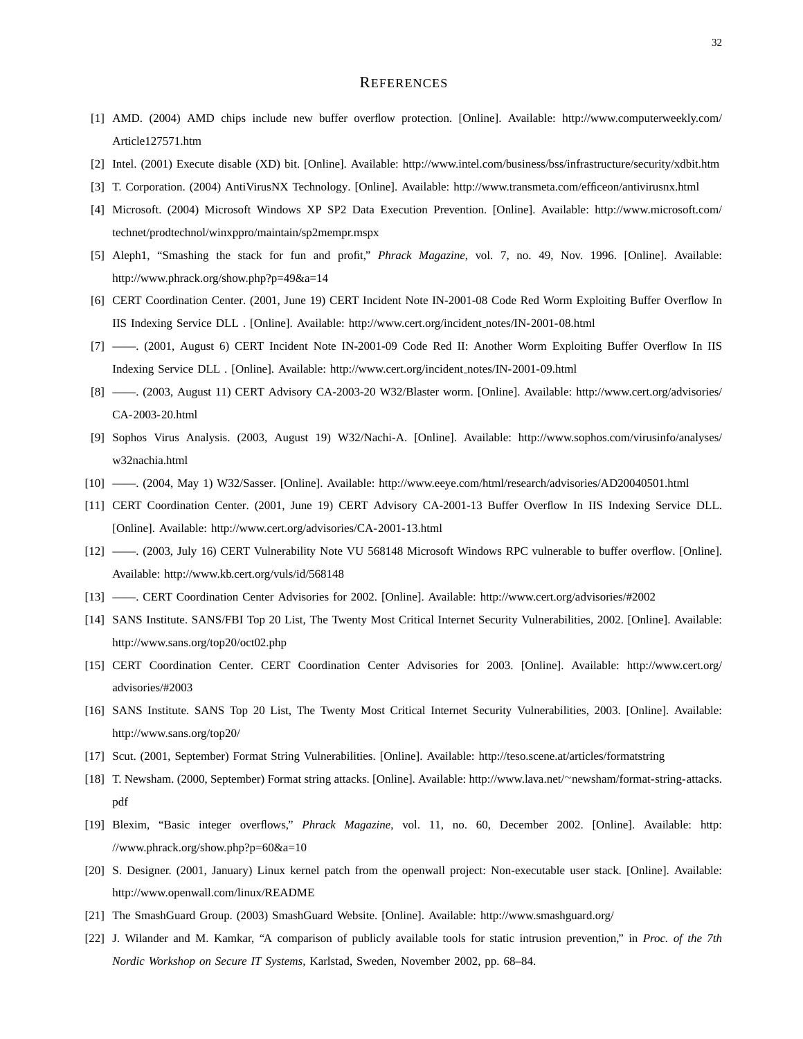# REFERENCES

[1] AMD. (2004) AMD chips include new buffer overflow protection. [Online]. Available: http://www.computerweekly.com/Article127571.htm

[2] Intel. (2001) Execute disable (XD) bit. [Online]. Available: http://www.intel.com/business/bss/infrastructure/security/xdbit.htm

[3] T. Corporation. (2004) AntiVirusNX Technology. [Online]. Available: http://www.transmeta.com/efficeon/antivirusnx.html

[4] Microsoft. (2004) Microsoft Windows XP SP2 Data Execution Prevention. [Online]. Available: http://www.microsoft.com/technet/prodtechnol/winxppro/maintain/sp2mempr.mspx

[5] Aleph1, "Smashing the stack for fun and profit," *Phrack Magazine*, vol. 7, no. 49, Nov. 1996. [Online]. Available: http://www.phrack.org/show.php?p=49&a=14

[6] CERT Coordination Center. (2001, June 19) CERT Incident Note IN-2001-08 Code Red Worm Exploiting Buffer Overflow In IIS Indexing Service DLL . [Online]. Available: http://www.cert.org/incident_notes/IN-2001-08.html

[7] ——. (2001, August 6) CERT Incident Note IN-2001-09 Code Red II: Another Worm Exploiting Buffer Overflow In IIS Indexing Service DLL . [Online]. Available: http://www.cert.org/incident_notes/IN-2001-09.html

[8] ——. (2003, August 11) CERT Advisory CA-2003-20 W32/Blaster worm. [Online]. Available: http://www.cert.org/advisories/CA-2003-20.html

[9] Sophos Virus Analysis. (2003, August 19) W32/Nachi-A. [Online]. Available: http://www.sophos.com/virusinfo/analyses/w32nachia.html

[10] ——. (2004, May 1) W32/Sasser. [Online]. Available: http://www.eeye.com/html/research/advisories/AD20040501.html

[11] CERT Coordination Center. (2001, June 19) CERT Advisory CA-2001-13 Buffer Overflow In IIS Indexing Service DLL. [Online]. Available: http://www.cert.org/advisories/CA-2001-13.html

[12] ——. (2003, July 16) CERT Vulnerability Note VU 568148 Microsoft Windows RPC vulnerable to buffer overflow. [Online]. Available: http://www.kb.cert.org/vuls/id/568148

[13] ——. CERT Coordination Center Advisories for 2002. [Online]. Available: http://www.cert.org/advisories/#2002

[14] SANS Institute. SANS/FBI Top 20 List, The Twenty Most Critical Internet Security Vulnerabilities, 2002. [Online]. Available: http://www.sans.org/top20/oct02.php

[15] CERT Coordination Center. CERT Coordination Center Advisories for 2003. [Online]. Available: http://www.cert.org/advisories/#2003

[16] SANS Institute. SANS Top 20 List, The Twenty Most Critical Internet Security Vulnerabilities, 2003. [Online]. Available: http://www.sans.org/top20/

[17] Scut. (2001, September) Format String Vulnerabilities. [Online]. Available: http://teso.scene.at/articles/formatstring

[18] T. Newsham. (2000, September) Format string attacks. [Online]. Available: http://www.lava.net/~newsham/format-string-attacks.pdf

[19] Blexim, "Basic integer overflows," *Phrack Magazine*, vol. 11, no. 60, December 2002. [Online]. Available: http://www.phrack.org/show.php?p=60&a=10

[20] S. Designer. (2001, January) Linux kernel patch from the openwall project: Non-executable user stack. [Online]. Available: http://www.openwall.com/linux/README

[21] The SmashGuard Group. (2003) SmashGuard Website. [Online]. Available: http://www.smashguard.org/

[22] J. Wilander and M. Kamkar, "A comparison of publicly available tools for static intrusion prevention," in *Proc. of the 7th Nordic Workshop on Secure IT Systems*, Karlstad, Sweden, November 2002, pp. 68–84.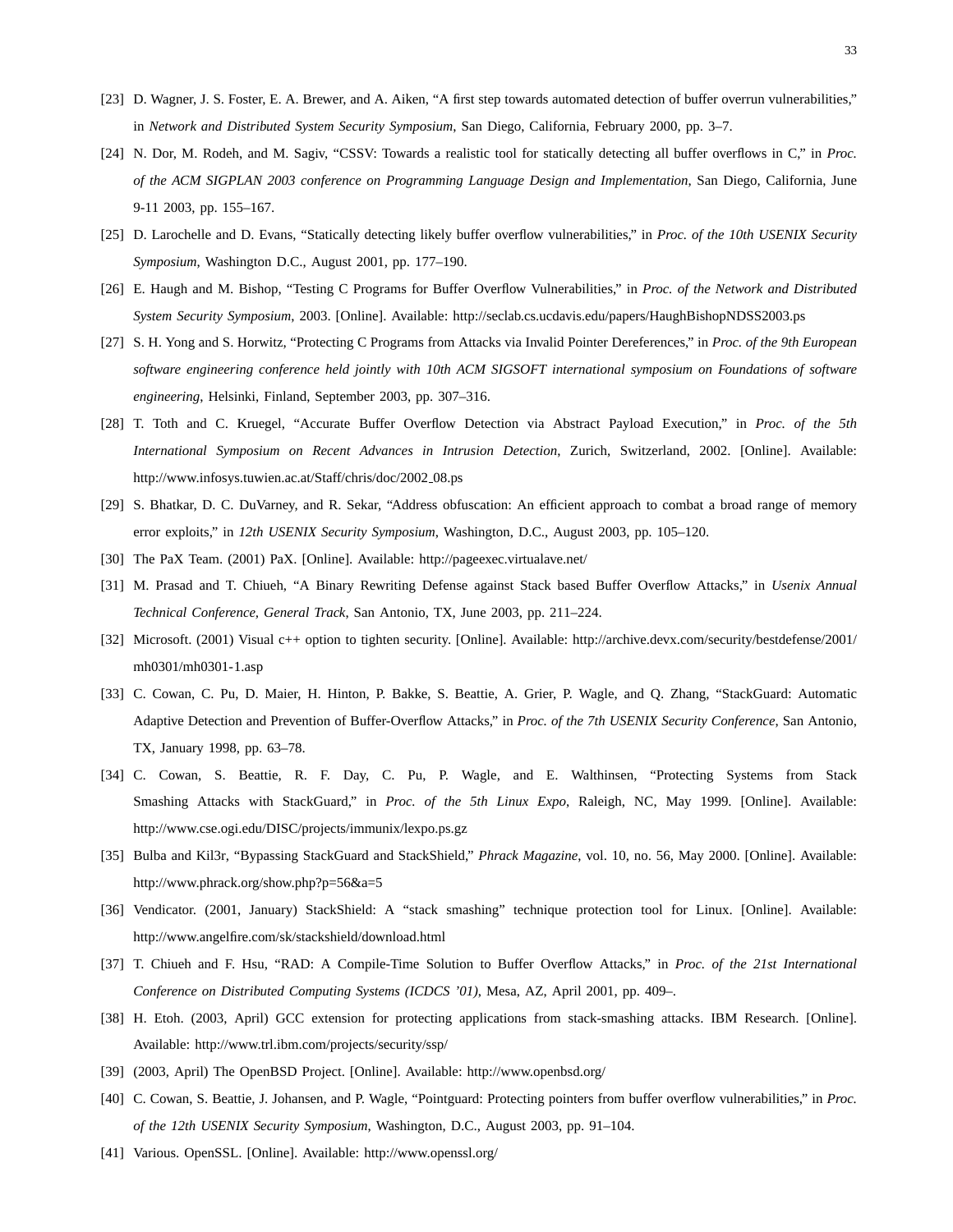[23] D. Wagner, J. S. Foster, E. A. Brewer, and A. Aiken, "A first step towards automated detection of buffer overrun vulnerabilities," in *Network and Distributed System Security Symposium*, San Diego, California, February 2000, pp. 3–7.

[24] N. Dor, M. Rodeh, and M. Sagiv, "CSSV: Towards a realistic tool for statically detecting all buffer overflows in C," in *Proc. of the ACM SIGPLAN 2003 conference on Programming Language Design and Implementation*, San Diego, California, June 9-11 2003, pp. 155–167.

[25] D. Larochelle and D. Evans, "Statically detecting likely buffer overflow vulnerabilities," in *Proc. of the 10th USENIX Security Symposium*, Washington D.C., August 2001, pp. 177–190.

[26] E. Haugh and M. Bishop, "Testing C Programs for Buffer Overflow Vulnerabilities," in *Proc. of the Network and Distributed System Security Symposium*, 2003. [Online]. Available: http://seclab.cs.ucdavis.edu/papers/HaughBishopNDSS2003.ps

[27] S. H. Yong and S. Horwitz, "Protecting C Programs from Attacks via Invalid Pointer Dereferences," in *Proc. of the 9th European software engineering conference held jointly with 10th ACM SIGSOFT international symposium on Foundations of software engineering*, Helsinki, Finland, September 2003, pp. 307–316.

[28] T. Toth and C. Kruegel, "Accurate Buffer Overflow Detection via Abstract Payload Execution," in *Proc. of the 5th International Symposium on Recent Advances in Intrusion Detection*, Zurich, Switzerland, 2002. [Online]. Available: http://www.infosys.tuwien.ac.at/Staff/chris/doc/2002_08.ps

[29] S. Bhatkar, D. C. DuVarney, and R. Sekar, "Address obfuscation: An efficient approach to combat a broad range of memory error exploits," in *12th USENIX Security Symposium*, Washington, D.C., August 2003, pp. 105–120.

[30] The PaX Team. (2001) PaX. [Online]. Available: http://pageexec.virtualave.net/

[31] M. Prasad and T. Chiueh, "A Binary Rewriting Defense against Stack based Buffer Overflow Attacks," in *Usenix Annual Technical Conference, General Track*, San Antonio, TX, June 2003, pp. 211–224.

[32] Microsoft. (2001) Visual c++ option to tighten security. [Online]. Available: http://archive.devx.com/security/bestdefense/2001/mh0301/mh0301-1.asp

[33] C. Cowan, C. Pu, D. Maier, H. Hinton, P. Bakke, S. Beattie, A. Grier, P. Wagle, and Q. Zhang, "StackGuard: Automatic Adaptive Detection and Prevention of Buffer-Overflow Attacks," in *Proc. of the 7th USENIX Security Conference*, San Antonio, TX, January 1998, pp. 63–78.

[34] C. Cowan, S. Beattie, R. F. Day, C. Pu, P. Wagle, and E. Walthinsen, "Protecting Systems from Stack Smashing Attacks with StackGuard," in *Proc. of the 5th Linux Expo*, Raleigh, NC, May 1999. [Online]. Available: http://www.cse.ogi.edu/DISC/projects/immunix/lexpo.ps.gz

[35] Bulba and Kil3r, "Bypassing StackGuard and StackShield," *Phrack Magazine*, vol. 10, no. 56, May 2000. [Online]. Available: http://www.phrack.org/show.php?p=56&a=5

[36] Vendicator. (2001, January) StackShield: A "stack smashing" technique protection tool for Linux. [Online]. Available: http://www.angelfire.com/sk/stackshield/download.html

[37] T. Chiueh and F. Hsu, "RAD: A Compile-Time Solution to Buffer Overflow Attacks," in *Proc. of the 21st International Conference on Distributed Computing Systems (ICDCS '01)*, Mesa, AZ, April 2001, pp. 409–.

[38] H. Etoh. (2003, April) GCC extension for protecting applications from stack-smashing attacks. IBM Research. [Online]. Available: http://www.trl.ibm.com/projects/security/ssp/

[39] (2003, April) The OpenBSD Project. [Online]. Available: http://www.openbsd.org/

[40] C. Cowan, S. Beattie, J. Johansen, and P. Wagle, "Pointguard: Protecting pointers from buffer overflow vulnerabilities," in *Proc. of the 12th USENIX Security Symposium*, Washington, D.C., August 2003, pp. 91–104.

[41] Various. OpenSSL. [Online]. Available: http://www.openssl.org/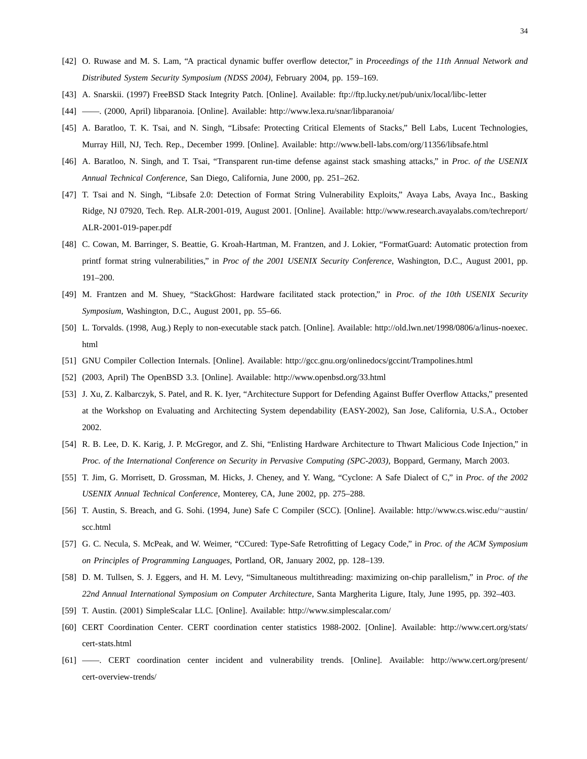[42] O. Ruwase and M. S. Lam, "A practical dynamic buffer overflow detector," in *Proceedings of the 11th Annual Network and Distributed System Security Symposium (NDSS 2004)*, February 2004, pp. 159–169.

[43] A. Snarskii. (1997) FreeBSD Stack Integrity Patch. [Online]. Available: ftp://ftp.lucky.net/pub/unix/local/libc-letter

[44] ——. (2000, April) libparanoia. [Online]. Available: http://www.lexa.ru/snar/libparanoia/

[45] A. Baratloo, T. K. Tsai, and N. Singh, "Libsafe: Protecting Critical Elements of Stacks," Bell Labs, Lucent Technologies, Murray Hill, NJ, Tech. Rep., December 1999. [Online]. Available: http://www.bell-labs.com/org/11356/libsafe.html

[46] A. Baratloo, N. Singh, and T. Tsai, "Transparent run-time defense against stack smashing attacks," in *Proc. of the USENIX Annual Technical Conference*, San Diego, California, June 2000, pp. 251–262.

[47] T. Tsai and N. Singh, "Libsafe 2.0: Detection of Format String Vulnerability Exploits," Avaya Labs, Avaya Inc., Basking Ridge, NJ 07920, Tech. Rep. ALR-2001-019, August 2001. [Online]. Available: http://www.research.avayalabs.com/techreport/ALR-2001-019-paper.pdf

[48] C. Cowan, M. Barringer, S. Beattie, G. Kroah-Hartman, M. Frantzen, and J. Lokier, "FormatGuard: Automatic protection from printf format string vulnerabilities," in *Proc of the 2001 USENIX Security Conference*, Washington, D.C., August 2001, pp. 191–200.

[49] M. Frantzen and M. Shuey, "StackGhost: Hardware facilitated stack protection," in *Proc. of the 10th USENIX Security Symposium*, Washington, D.C., August 2001, pp. 55–66.

[50] L. Torvalds. (1998, Aug.) Reply to non-executable stack patch. [Online]. Available: http://old.lwn.net/1998/0806/a/linus-noexec.html

[51] GNU Compiler Collection Internals. [Online]. Available: http://gcc.gnu.org/onlinedocs/gccint/Trampolines.html

[52] (2003, April) The OpenBSD 3.3. [Online]. Available: http://www.openbsd.org/33.html

[53] J. Xu, Z. Kalbarczyk, S. Patel, and R. K. Iyer, "Architecture Support for Defending Against Buffer Overflow Attacks," presented at the Workshop on Evaluating and Architecting System dependability (EASY-2002), San Jose, California, U.S.A., October 2002.

[54] R. B. Lee, D. K. Karig, J. P. McGregor, and Z. Shi, "Enlisting Hardware Architecture to Thwart Malicious Code Injection," in *Proc. of the International Conference on Security in Pervasive Computing (SPC-2003)*, Boppard, Germany, March 2003.

[55] T. Jim, G. Morrisett, D. Grossman, M. Hicks, J. Cheney, and Y. Wang, "Cyclone: A Safe Dialect of C," in *Proc. of the 2002 USENIX Annual Technical Conference*, Monterey, CA, June 2002, pp. 275–288.

[56] T. Austin, S. Breach, and G. Sohi. (1994, June) Safe C Compiler (SCC). [Online]. Available: http://www.cs.wisc.edu/~austin/scc.html

[57] G. C. Necula, S. McPeak, and W. Weimer, "CCured: Type-Safe Retrofitting of Legacy Code," in *Proc. of the ACM Symposium on Principles of Programming Languages*, Portland, OR, January 2002, pp. 128–139.

[58] D. M. Tullsen, S. J. Eggers, and H. M. Levy, "Simultaneous multithreading: maximizing on-chip parallelism," in *Proc. of the 22nd Annual International Symposium on Computer Architecture*, Santa Margherita Ligure, Italy, June 1995, pp. 392–403.

[59] T. Austin. (2001) SimpleScalar LLC. [Online]. Available: http://www.simplescalar.com/

[60] CERT Coordination Center. CERT coordination center statistics 1988-2002. [Online]. Available: http://www.cert.org/stats/cert-stats.html

[61] ——. CERT coordination center incident and vulnerability trends. [Online]. Available: http://www.cert.org/present/cert-overview-trends/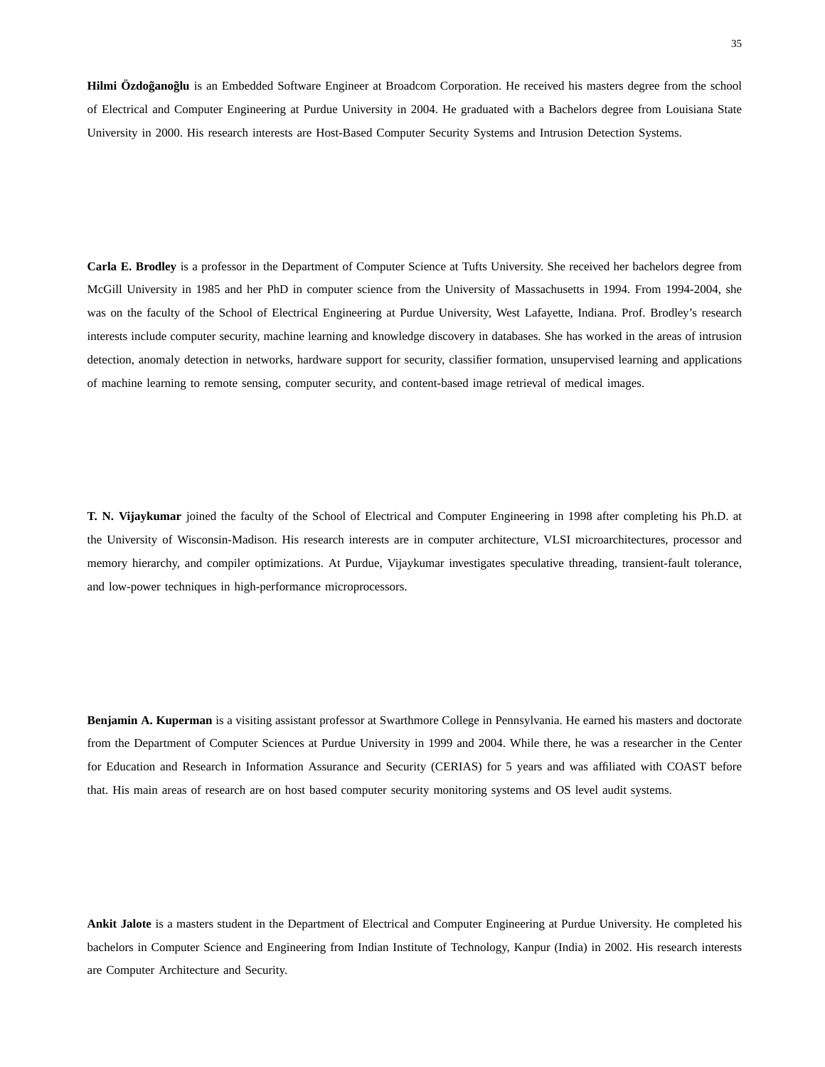**Hilmi Özdoğanoğlu** is an Embedded Software Engineer at Broadcom Corporation. He received his masters degree from the school of Electrical and Computer Engineering at Purdue University in 2004. He graduated with a Bachelors degree from Louisiana State University in 2000. His research interests are Host-Based Computer Security Systems and Intrusion Detection Systems.

**Carla E. Brodley** is a professor in the Department of Computer Science at Tufts University. She received her bachelors degree from McGill University in 1985 and her PhD in computer science from the University of Massachusetts in 1994. From 1994-2004, she was on the faculty of the School of Electrical Engineering at Purdue University, West Lafayette, Indiana. Prof. Brodley's research interests include computer security, machine learning and knowledge discovery in databases. She has worked in the areas of intrusion detection, anomaly detection in networks, hardware support for security, classifier formation, unsupervised learning and applications of machine learning to remote sensing, computer security, and content-based image retrieval of medical images.

**T. N. Vijaykumar** joined the faculty of the School of Electrical and Computer Engineering in 1998 after completing his Ph.D. at the University of Wisconsin-Madison. His research interests are in computer architecture, VLSI microarchitectures, processor and memory hierarchy, and compiler optimizations. At Purdue, Vijaykumar investigates speculative threading, transient-fault tolerance, and low-power techniques in high-performance microprocessors.

**Benjamin A. Kuperman** is a visiting assistant professor at Swarthmore College in Pennsylvania. He earned his masters and doctorate from the Department of Computer Sciences at Purdue University in 1999 and 2004. While there, he was a researcher in the Center for Education and Research in Information Assurance and Security (CERIAS) for 5 years and was affiliated with COAST before that. His main areas of research are on host based computer security monitoring systems and OS level audit systems.

**Ankit Jalote** is a masters student in the Department of Electrical and Computer Engineering at Purdue University. He completed his bachelors in Computer Science and Engineering from Indian Institute of Technology, Kanpur (India) in 2002. His research interests are Computer Architecture and Security.